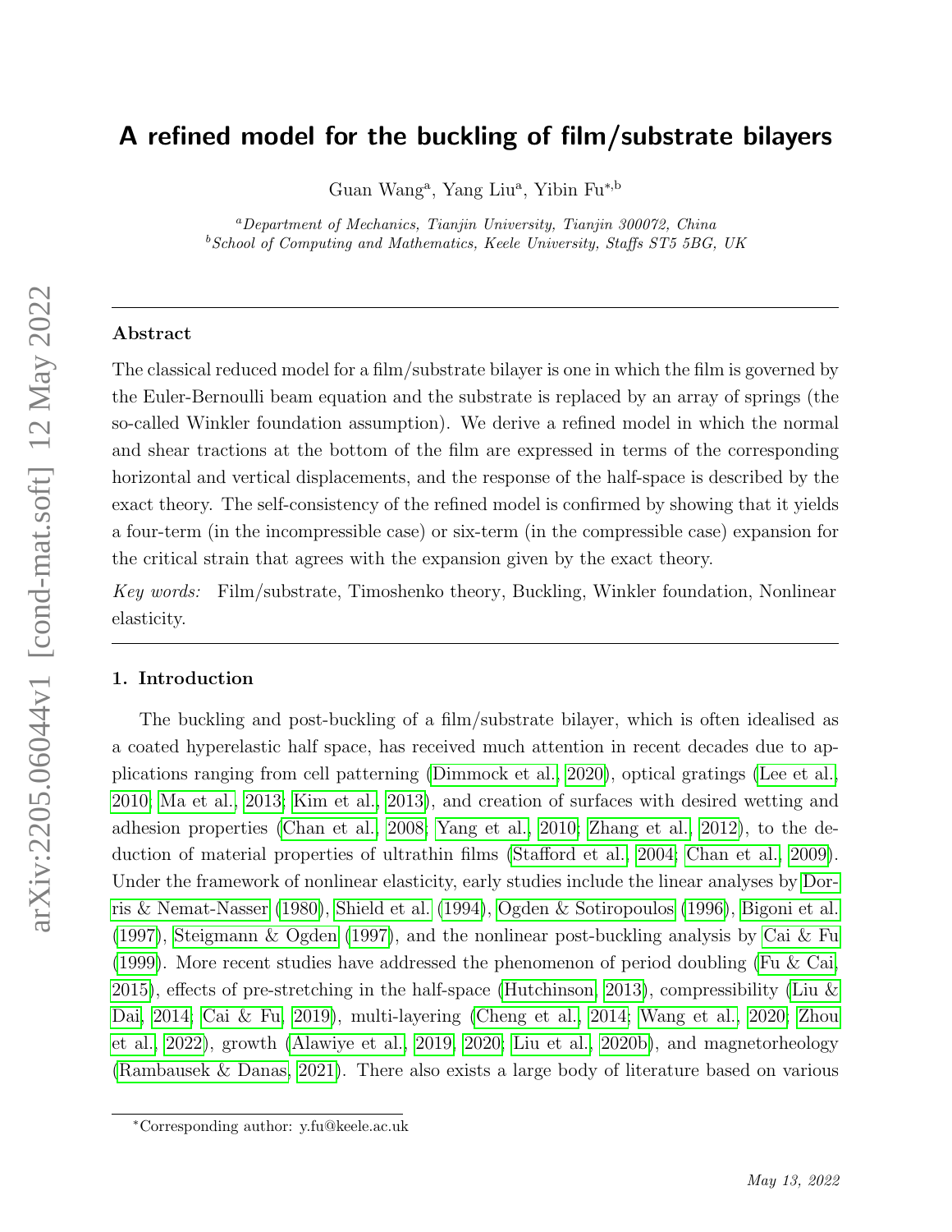# A refined model for the buckling of film/substrate bilayers

Guan Wang[a], Yang Liu[a], Yibin Fu*[,b]

[a]*Department of Mechanics, Tianjin University, Tianjin 300072, China*
[b]*School of Computing and Mathematics, Keele University, Staffs ST5 5BG, UK*

---

### Abstract

The classical reduced model for a film/substrate bilayer is one in which the film is governed by the Euler-Bernoulli beam equation and the substrate is replaced by an array of springs (the so-called Winkler foundation assumption). We derive a refined model in which the normal and shear tractions at the bottom of the film are expressed in terms of the corresponding horizontal and vertical displacements, and the response of the half-space is described by the exact theory. The self-consistency of the refined model is confirmed by showing that it yields a four-term (in the incompressible case) or six-term (in the compressible case) expansion for the critical strain that agrees with the expansion given by the exact theory.

*Key words:* Film/substrate, Timoshenko theory, Buckling, Winkler foundation, Nonlinear elasticity.

---

## 1. Introduction

The buckling and post-buckling of a film/substrate bilayer, which is often idealised as a coated hyperelastic half space, has received much attention in recent decades due to applications ranging from cell patterning (Dimmock et al., 2020), optical gratings (Lee et al., 2010; Ma et al., 2013; Kim et al., 2013), and creation of surfaces with desired wetting and adhesion properties (Chan et al., 2008; Yang et al., 2010; Zhang et al., 2012), to the deduction of material properties of ultrathin films (Stafford et al., 2004; Chan et al., 2009). Under the framework of nonlinear elasticity, early studies include the linear analyses by Dorris & Nemat-Nasser (1980), Shield et al. (1994), Ogden & Sotiropoulos (1996), Bigoni et al. (1997), Steigmann & Ogden (1997), and the nonlinear post-buckling analysis by Cai & Fu (1999). More recent studies have addressed the phenomenon of period doubling (Fu & Cai, 2015), effects of pre-stretching in the half-space (Hutchinson, 2013), compressibility (Liu & Dai, 2014; Cai & Fu, 2019), multi-layering (Cheng et al., 2014; Wang et al., 2020; Zhou et al., 2022), growth (Alawiye et al., 2019, 2020; Liu et al., 2020b), and magnetorheology (Rambausek & Danas, 2021). There also exists a large body of literature based on various

*Corresponding author: y.fu@keele.ac.uk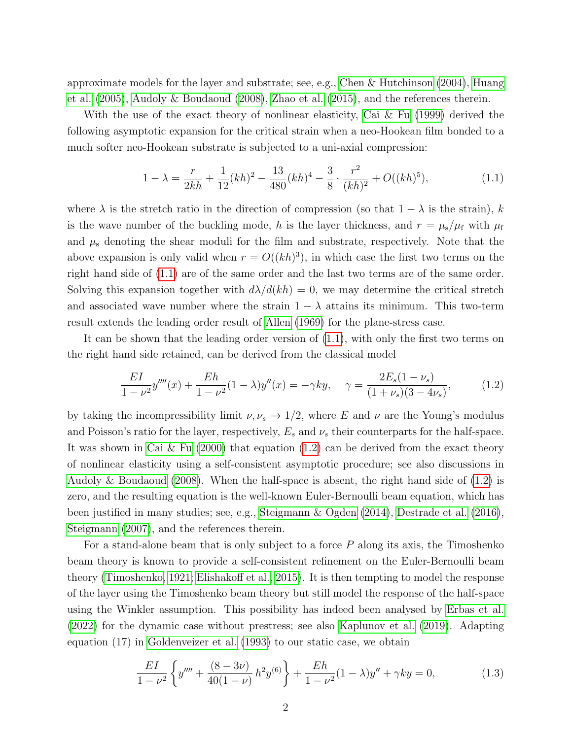approximate models for the layer and substrate; see, e.g., Chen & Hutchinson (2004), Huang et al. (2005), Audoly & Boudaoud (2008), Zhao et al. (2015), and the references therein.

With the use of the exact theory of nonlinear elasticity, Cai & Fu (1999) derived the following asymptotic expansion for the critical strain when a neo-Hookean film bonded to a much softer neo-Hookean substrate is subjected to a uni-axial compression:

$$1 - \lambda = \frac{r}{2kh} + \frac{1}{12}(kh)^2 - \frac{13}{480}(kh)^4 - \frac{3}{8} \cdot \frac{r^2}{(kh)^2} + O((kh)^5), \tag{1.1}$$

where $\lambda$ is the stretch ratio in the direction of compression (so that $1 - \lambda$ is the strain), $k$ is the wave number of the buckling mode, $h$ is the layer thickness, and $r = \mu_{\rm s}/\mu_{\rm f}$ with $\mu_{\rm f}$ and $\mu_{\rm s}$ denoting the shear moduli for the film and substrate, respectively. Note that the above expansion is only valid when $r = O((kh)^3)$, in which case the first two terms on the right hand side of (1.1) are of the same order and the last two terms are of the same order. Solving this expansion together with $d\lambda/d(kh) = 0$, we may determine the critical stretch and associated wave number where the strain $1 - \lambda$ attains its minimum. This two-term result extends the leading order result of Allen (1969) for the plane-stress case.

It can be shown that the leading order version of (1.1), with only the first two terms on the right hand side retained, can be derived from the classical model

$$\frac{EI}{1-\nu^2} y''''(x) + \frac{Eh}{1-\nu^2}(1-\lambda) y''(x) = -\gamma k y, \quad \gamma = \frac{2E_s(1-\nu_s)}{(1+\nu_s)(3-4\nu_s)}, \tag{1.2}$$

by taking the incompressibility limit $\nu, \nu_s \to 1/2$, where $E$ and $\nu$ are the Young's modulus and Poisson's ratio for the layer, respectively, $E_s$ and $\nu_s$ their counterparts for the half-space. It was shown in Cai & Fu (2000) that equation (1.2) can be derived from the exact theory of nonlinear elasticity using a self-consistent asymptotic procedure; see also discussions in Audoly & Boudaoud (2008). When the half-space is absent, the right hand side of (1.2) is zero, and the resulting equation is the well-known Euler-Bernoulli beam equation, which has been justified in many studies; see, e.g., Steigmann & Ogden (2014), Destrade et al. (2016), Steigmann (2007), and the references therein.

For a stand-alone beam that is only subject to a force $P$ along its axis, the Timoshenko beam theory is known to provide a self-consistent refinement on the Euler-Bernoulli beam theory (Timoshenko, 1921; Elishakoff et al., 2015). It is then tempting to model the response of the layer using the Timoshenko beam theory but still model the response of the half-space using the Winkler assumption. This possibility has indeed been analysed by Erbas et al. (2022) for the dynamic case without prestress; see also Kaplunov et al. (2019). Adapting equation (17) in Goldenveizer et al. (1993) to our static case, we obtain

$$\frac{EI}{1-\nu^2} \left\{ y'''' + \frac{(8-3\nu)}{40(1-\nu)} h^2 y^{(6)} \right\} + \frac{Eh}{1-\nu^2}(1-\lambda) y'' + \gamma k y = 0, \tag{1.3}$$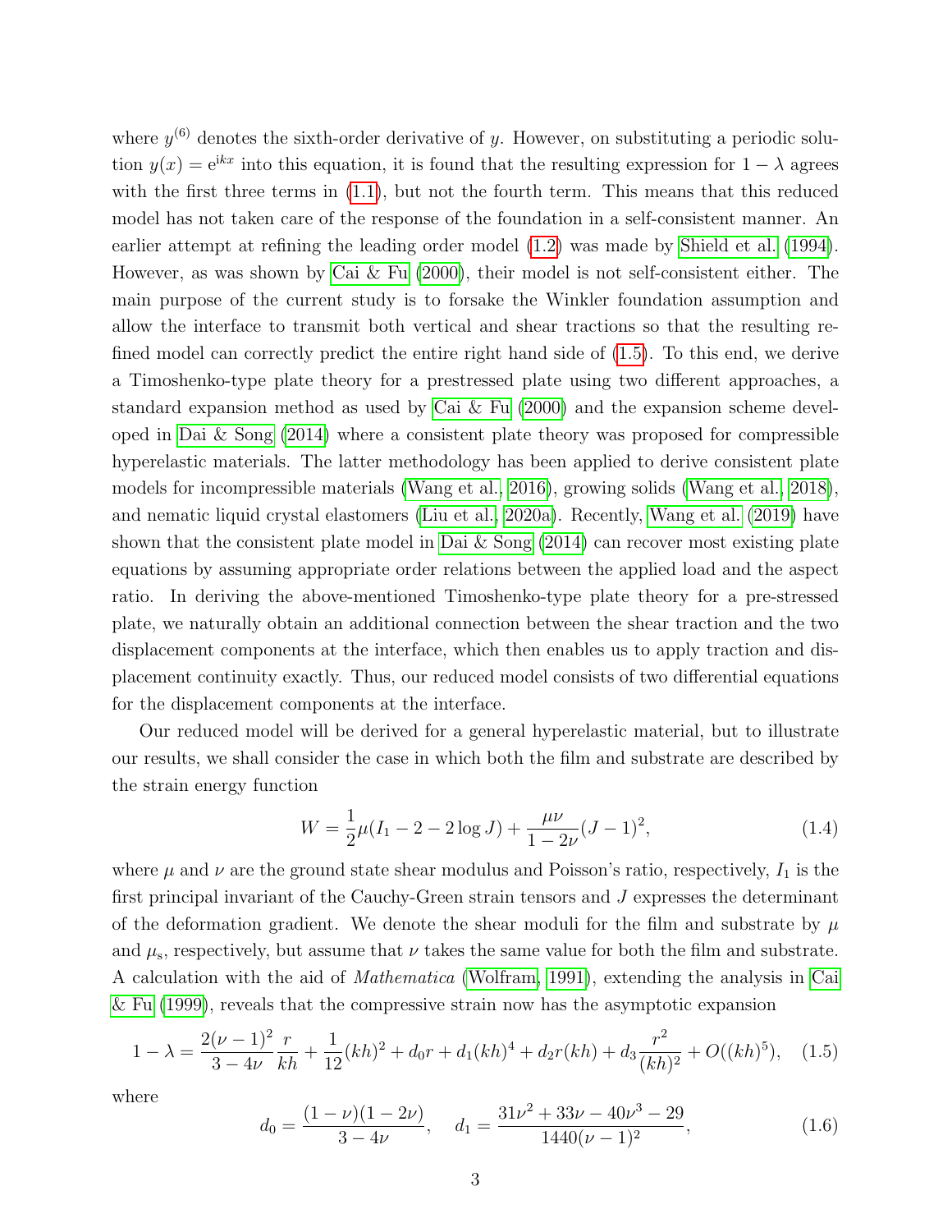where $y^{(6)}$ denotes the sixth-order derivative of $y$. However, on substituting a periodic solution $y(x) = \mathrm{e}^{\mathrm{i}kx}$ into this equation, it is found that the resulting expression for $1-\lambda$ agrees with the first three terms in (1.1), but not the fourth term. This means that this reduced model has not taken care of the response of the foundation in a self-consistent manner. An earlier attempt at refining the leading order model (1.2) was made by Shield et al. (1994). However, as was shown by Cai & Fu (2000), their model is not self-consistent either. The main purpose of the current study is to forsake the Winkler foundation assumption and allow the interface to transmit both vertical and shear tractions so that the resulting refined model can correctly predict the entire right hand side of (1.5). To this end, we derive a Timoshenko-type plate theory for a prestressed plate using two different approaches, a standard expansion method as used by Cai & Fu (2000) and the expansion scheme developed in Dai & Song (2014) where a consistent plate theory was proposed for compressible hyperelastic materials. The latter methodology has been applied to derive consistent plate models for incompressible materials (Wang et al., 2016), growing solids (Wang et al., 2018), and nematic liquid crystal elastomers (Liu et al., 2020a). Recently, Wang et al. (2019) have shown that the consistent plate model in Dai & Song (2014) can recover most existing plate equations by assuming appropriate order relations between the applied load and the aspect ratio. In deriving the above-mentioned Timoshenko-type plate theory for a pre-stressed plate, we naturally obtain an additional connection between the shear traction and the two displacement components at the interface, which then enables us to apply traction and displacement continuity exactly. Thus, our reduced model consists of two differential equations for the displacement components at the interface.

Our reduced model will be derived for a general hyperelastic material, but to illustrate our results, we shall consider the case in which both the film and substrate are described by the strain energy function

$$W = \frac{1}{2}\mu(I_1 - 2 - 2\log J) + \frac{\mu\nu}{1-2\nu}(J-1)^2, \tag{1.4}$$

where $\mu$ and $\nu$ are the ground state shear modulus and Poisson's ratio, respectively, $I_1$ is the first principal invariant of the Cauchy-Green strain tensors and $J$ expresses the determinant of the deformation gradient. We denote the shear moduli for the film and substrate by $\mu$ and $\mu_{\mathrm{s}}$, respectively, but assume that $\nu$ takes the same value for both the film and substrate. A calculation with the aid of *Mathematica* (Wolfram, 1991), extending the analysis in Cai & Fu (1999), reveals that the compressive strain now has the asymptotic expansion

$$1 - \lambda = \frac{2(\nu-1)^2}{3-4\nu}\frac{r}{kh} + \frac{1}{12}(kh)^2 + d_0 r + d_1 (kh)^4 + d_2 r(kh) + d_3\frac{r^2}{(kh)^2} + O((kh)^5), \tag{1.5}$$

where

$$d_0 = \frac{(1-\nu)(1-2\nu)}{3-4\nu}, \quad d_1 = \frac{31\nu^2 + 33\nu - 40\nu^3 - 29}{1440(\nu-1)^2}, \tag{1.6}$$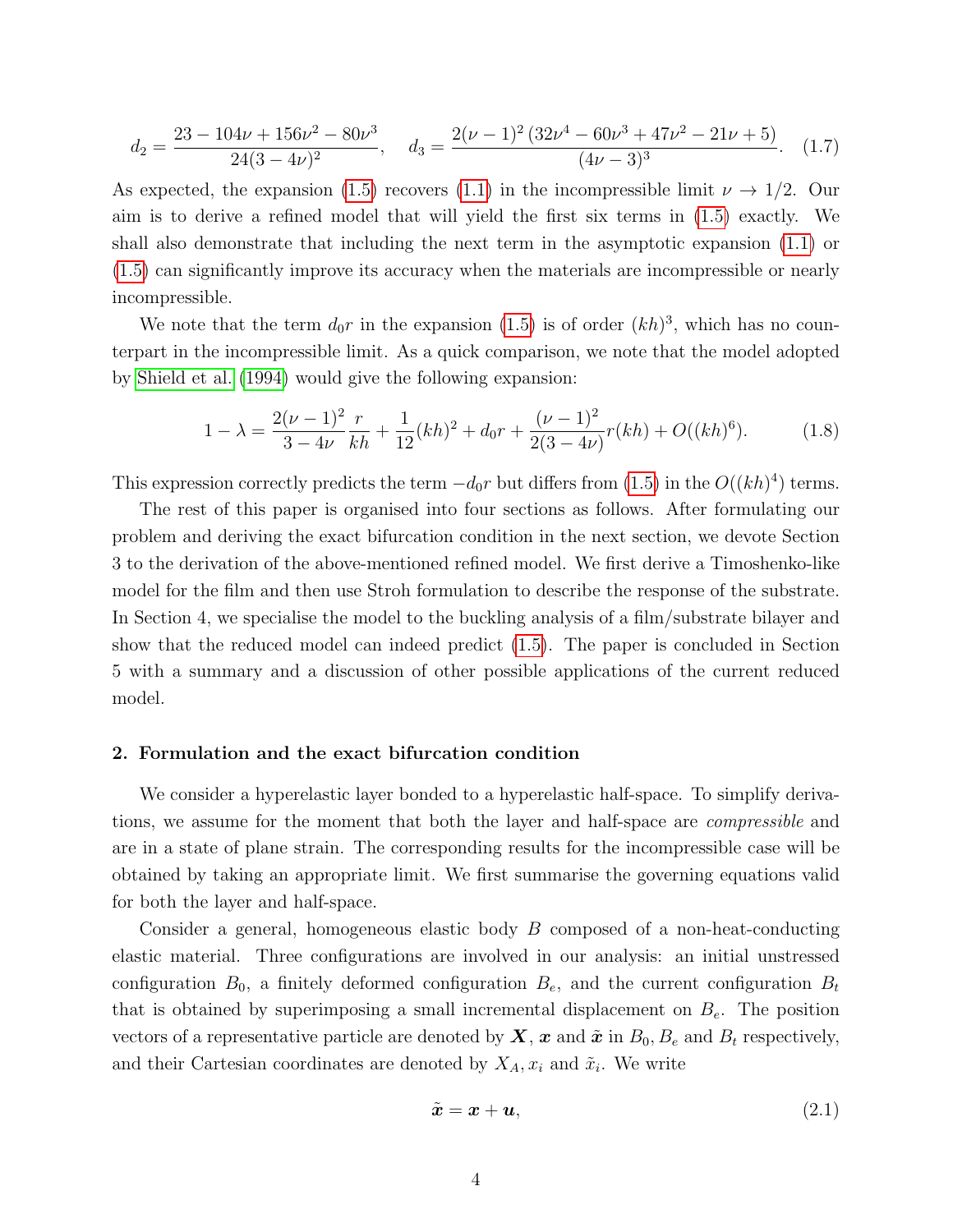$$d_2 = \frac{23 - 104\nu + 156\nu^2 - 80\nu^3}{24(3-4\nu)^2}, \quad d_3 = \frac{2(\nu-1)^2\,(32\nu^4 - 60\nu^3 + 47\nu^2 - 21\nu + 5)}{(4\nu-3)^3}. \quad (1.7)$$

As expected, the expansion (1.5) recovers (1.1) in the incompressible limit $\nu \to 1/2$. Our aim is to derive a refined model that will yield the first six terms in (1.5) exactly. We shall also demonstrate that including the next term in the asymptotic expansion (1.1) or (1.5) can significantly improve its accuracy when the materials are incompressible or nearly incompressible.

We note that the term $d_0 r$ in the expansion (1.5) is of order $(kh)^3$, which has no counterpart in the incompressible limit. As a quick comparison, we note that the model adopted by Shield et al. (1994) would give the following expansion:

$$1 - \lambda = \frac{2(\nu-1)^2}{3-4\nu}\frac{r}{kh} + \frac{1}{12}(kh)^2 + d_0 r + \frac{(\nu-1)^2}{2(3-4\nu)} r(kh) + O((kh)^6). \quad (1.8)$$

This expression correctly predicts the term $-d_0 r$ but differs from (1.5) in the $O((kh)^4)$ terms.

The rest of this paper is organised into four sections as follows. After formulating our problem and deriving the exact bifurcation condition in the next section, we devote Section 3 to the derivation of the above-mentioned refined model. We first derive a Timoshenko-like model for the film and then use Stroh formulation to describe the response of the substrate. In Section 4, we specialise the model to the buckling analysis of a film/substrate bilayer and show that the reduced model can indeed predict (1.5). The paper is concluded in Section 5 with a summary and a discussion of other possible applications of the current reduced model.

## 2. Formulation and the exact bifurcation condition

We consider a hyperelastic layer bonded to a hyperelastic half-space. To simplify derivations, we assume for the moment that both the layer and half-space are *compressible* and are in a state of plane strain. The corresponding results for the incompressible case will be obtained by taking an appropriate limit. We first summarise the governing equations valid for both the layer and half-space.

Consider a general, homogeneous elastic body $B$ composed of a non-heat-conducting elastic material. Three configurations are involved in our analysis: an initial unstressed configuration $B_0$, a finitely deformed configuration $B_e$, and the current configuration $B_t$ that is obtained by superimposing a small incremental displacement on $B_e$. The position vectors of a representative particle are denoted by $\boldsymbol{X}$, $\boldsymbol{x}$ and $\tilde{\boldsymbol{x}}$ in $B_0, B_e$ and $B_t$ respectively, and their Cartesian coordinates are denoted by $X_A, x_i$ and $\tilde{x}_i$. We write

$$\tilde{\boldsymbol{x}} = \boldsymbol{x} + \boldsymbol{u}, \quad (2.1)$$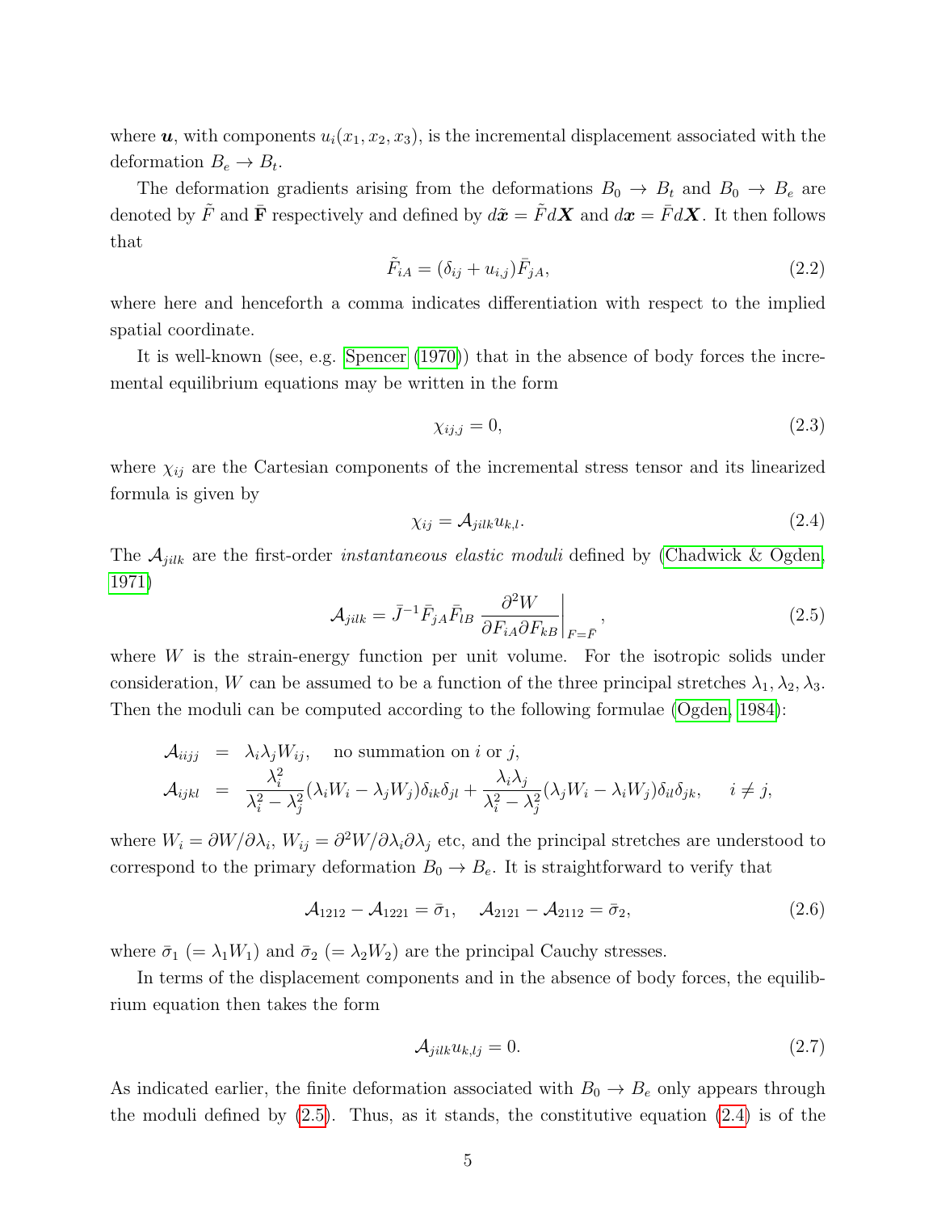where $\boldsymbol{u}$, with components $u_i(x_1, x_2, x_3)$, is the incremental displacement associated with the deformation $B_e \to B_t$.

The deformation gradients arising from the deformations $B_0 \to B_t$ and $B_0 \to B_e$ are denoted by $\tilde{F}$ and $\bar{\mathbf{F}}$ respectively and defined by $d\tilde{\boldsymbol{x}} = \tilde{F} d\boldsymbol{X}$ and $d\boldsymbol{x} = \bar{F} d\boldsymbol{X}$. It then follows that

$$\tilde{F}_{iA} = (\delta_{ij} + u_{i,j})\bar{F}_{jA}, \tag{2.2}$$

where here and henceforth a comma indicates differentiation with respect to the implied spatial coordinate.

It is well-known (see, e.g. Spencer (1970)) that in the absence of body forces the incremental equilibrium equations may be written in the form

$$\chi_{ij,j} = 0, \tag{2.3}$$

where $\chi_{ij}$ are the Cartesian components of the incremental stress tensor and its linearized formula is given by

$$\chi_{ij} = \mathcal{A}_{jilk} u_{k,l}. \tag{2.4}$$

The $\mathcal{A}_{jilk}$ are the first-order *instantaneous elastic moduli* defined by (Chadwick & Ogden, 1971)

$$\mathcal{A}_{jilk} = \bar{J}^{-1} \bar{F}_{jA} \bar{F}_{lB} \left. \frac{\partial^2 W}{\partial F_{iA} \partial F_{kB}} \right|_{F=\bar{F}}, \tag{2.5}$$

where $W$ is the strain-energy function per unit volume. For the isotropic solids under consideration, $W$ can be assumed to be a function of the three principal stretches $\lambda_1, \lambda_2, \lambda_3$. Then the moduli can be computed according to the following formulae (Ogden, 1984):

$$
\begin{aligned}
\mathcal{A}_{iijj} &= \lambda_i \lambda_j W_{ij}, \quad \text{no summation on } i \text{ or } j, \\
\mathcal{A}_{ijkl} &= \frac{\lambda_i^2}{\lambda_i^2 - \lambda_j^2}(\lambda_i W_i - \lambda_j W_j)\delta_{ik}\delta_{jl} + \frac{\lambda_i \lambda_j}{\lambda_i^2 - \lambda_j^2}(\lambda_j W_i - \lambda_i W_j)\delta_{il}\delta_{jk}, \quad i \neq j,
\end{aligned}
$$

where $W_i = \partial W / \partial \lambda_i$, $W_{ij} = \partial^2 W / \partial \lambda_i \partial \lambda_j$ etc, and the principal stretches are understood to correspond to the primary deformation $B_0 \to B_e$. It is straightforward to verify that

$$\mathcal{A}_{1212} - \mathcal{A}_{1221} = \bar{\sigma}_1, \quad \mathcal{A}_{2121} - \mathcal{A}_{2112} = \bar{\sigma}_2, \tag{2.6}$$

where $\bar{\sigma}_1$ $(= \lambda_1 W_1)$ and $\bar{\sigma}_2$ $(= \lambda_2 W_2)$ are the principal Cauchy stresses.

In terms of the displacement components and in the absence of body forces, the equilibrium equation then takes the form

$$\mathcal{A}_{jilk} u_{k,lj} = 0. \tag{2.7}$$

As indicated earlier, the finite deformation associated with $B_0 \to B_e$ only appears through the moduli defined by (2.5). Thus, as it stands, the constitutive equation (2.4) is of the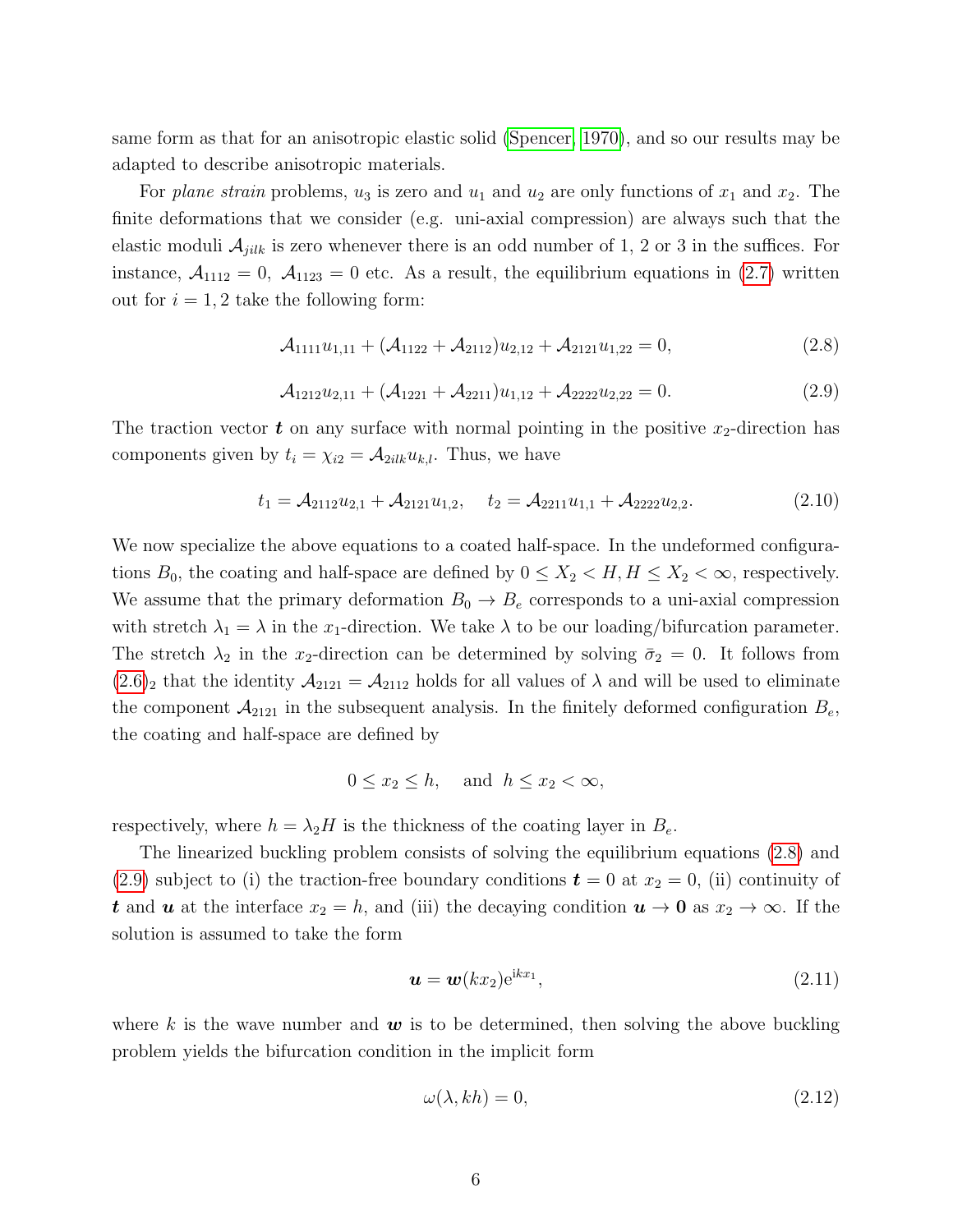same form as that for an anisotropic elastic solid (Spencer, 1970), and so our results may be adapted to describe anisotropic materials.

For *plane strain* problems, $u_3$ is zero and $u_1$ and $u_2$ are only functions of $x_1$ and $x_2$. The finite deformations that we consider (e.g. uni-axial compression) are always such that the elastic moduli $\mathcal{A}_{jilk}$ is zero whenever there is an odd number of 1, 2 or 3 in the suffices. For instance, $\mathcal{A}_{1112} = 0$, $\mathcal{A}_{1123} = 0$ etc. As a result, the equilibrium equations in (2.7) written out for $i = 1, 2$ take the following form:

$$\mathcal{A}_{1111}u_{1,11} + (\mathcal{A}_{1122} + \mathcal{A}_{2112})u_{2,12} + \mathcal{A}_{2121}u_{1,22} = 0, \tag{2.8}$$

$$\mathcal{A}_{1212}u_{2,11} + (\mathcal{A}_{1221} + \mathcal{A}_{2211})u_{1,12} + \mathcal{A}_{2222}u_{2,22} = 0. \tag{2.9}$$

The traction vector $\boldsymbol{t}$ on any surface with normal pointing in the positive $x_2$-direction has components given by $t_i = \chi_{i2} = \mathcal{A}_{2ilk}u_{k,l}$. Thus, we have

$$t_1 = \mathcal{A}_{2112}u_{2,1} + \mathcal{A}_{2121}u_{1,2}, \quad t_2 = \mathcal{A}_{2211}u_{1,1} + \mathcal{A}_{2222}u_{2,2}. \tag{2.10}$$

We now specialize the above equations to a coated half-space. In the undeformed configurations $B_0$, the coating and half-space are defined by $0 \leq X_2 < H, H \leq X_2 < \infty$, respectively. We assume that the primary deformation $B_0 \to B_e$ corresponds to a uni-axial compression with stretch $\lambda_1 = \lambda$ in the $x_1$-direction. We take $\lambda$ to be our loading/bifurcation parameter. The stretch $\lambda_2$ in the $x_2$-direction can be determined by solving $\bar{\sigma}_2 = 0$. It follows from $(2.6)_2$ that the identity $\mathcal{A}_{2121} = \mathcal{A}_{2112}$ holds for all values of $\lambda$ and will be used to eliminate the component $\mathcal{A}_{2121}$ in the subsequent analysis. In the finitely deformed configuration $B_e$, the coating and half-space are defined by

$$0 \leq x_2 \leq h, \quad \text{and} \;\; h \leq x_2 < \infty,$$

respectively, where $h = \lambda_2 H$ is the thickness of the coating layer in $B_e$.

The linearized buckling problem consists of solving the equilibrium equations (2.8) and (2.9) subject to (i) the traction-free boundary conditions $\boldsymbol{t} = 0$ at $x_2 = 0$, (ii) continuity of $\boldsymbol{t}$ and $\boldsymbol{u}$ at the interface $x_2 = h$, and (iii) the decaying condition $\boldsymbol{u} \to \boldsymbol{0}$ as $x_2 \to \infty$. If the solution is assumed to take the form

$$\boldsymbol{u} = \boldsymbol{w}(kx_2)\mathrm{e}^{\mathrm{i}kx_1}, \tag{2.11}$$

where $k$ is the wave number and $\boldsymbol{w}$ is to be determined, then solving the above buckling problem yields the bifurcation condition in the implicit form

$$\omega(\lambda, kh) = 0, \tag{2.12}$$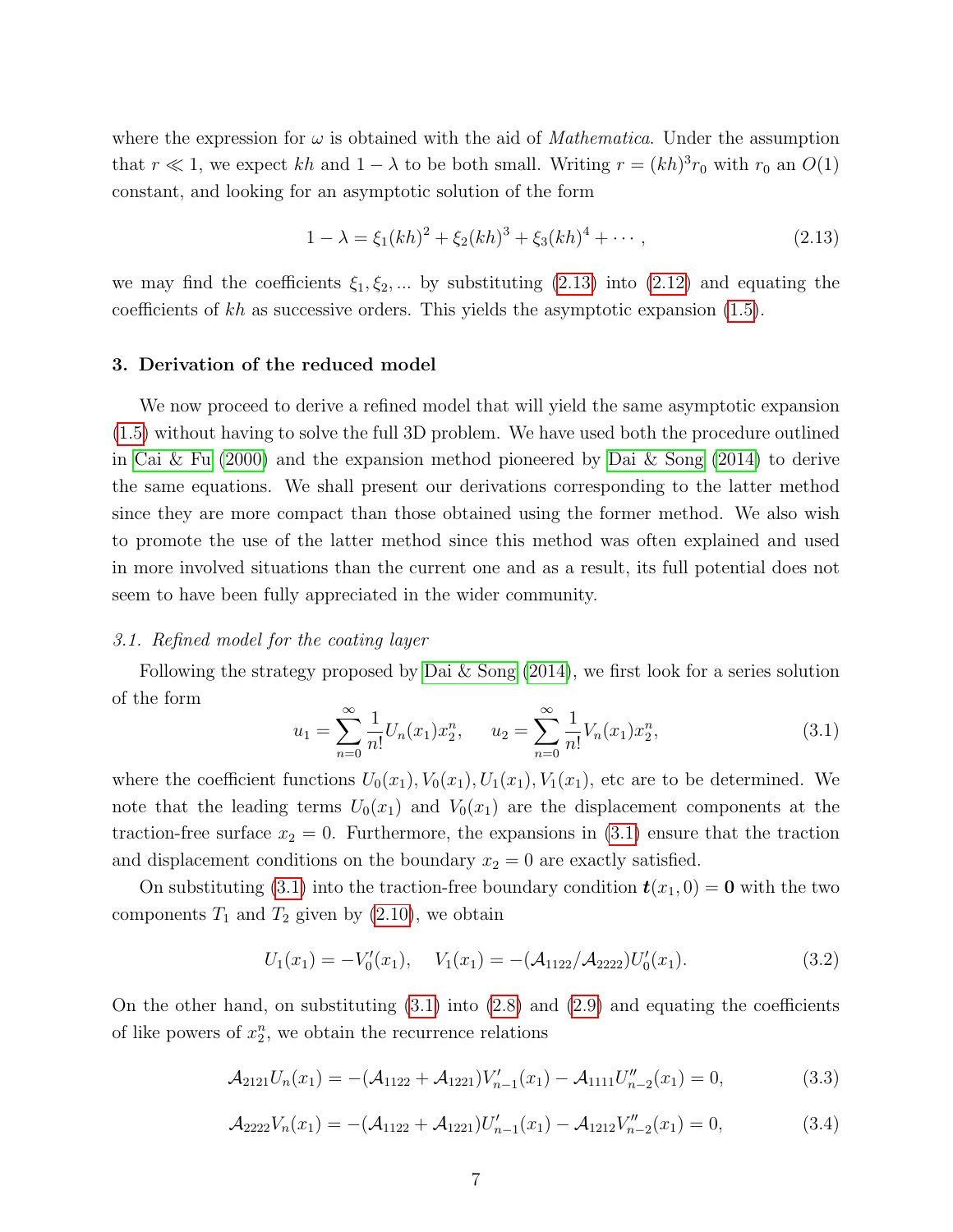where the expression for $\omega$ is obtained with the aid of *Mathematica*. Under the assumption that $r \ll 1$, we expect $kh$ and $1 - \lambda$ to be both small. Writing $r = (kh)^3 r_0$ with $r_0$ an $O(1)$ constant, and looking for an asymptotic solution of the form

$$1 - \lambda = \xi_1 (kh)^2 + \xi_2 (kh)^3 + \xi_3 (kh)^4 + \cdots, \tag{2.13}$$

we may find the coefficients $\xi_1, \xi_2, ...$ by substituting (2.13) into (2.12) and equating the coefficients of $kh$ as successive orders. This yields the asymptotic expansion (1.5).

## 3. Derivation of the reduced model

We now proceed to derive a refined model that will yield the same asymptotic expansion (1.5) without having to solve the full 3D problem. We have used both the procedure outlined in Cai & Fu (2000) and the expansion method pioneered by Dai & Song (2014) to derive the same equations. We shall present our derivations corresponding to the latter method since they are more compact than those obtained using the former method. We also wish to promote the use of the latter method since this method was often explained and used in more involved situations than the current one and as a result, its full potential does not seem to have been fully appreciated in the wider community.

### *3.1. Refined model for the coating layer*

Following the strategy proposed by Dai & Song (2014), we first look for a series solution of the form

$$u_1 = \sum_{n=0}^{\infty} \frac{1}{n!} U_n(x_1) x_2^n, \qquad u_2 = \sum_{n=0}^{\infty} \frac{1}{n!} V_n(x_1) x_2^n, \tag{3.1}$$

where the coefficient functions $U_0(x_1), V_0(x_1), U_1(x_1), V_1(x_1)$, etc are to be determined. We note that the leading terms $U_0(x_1)$ and $V_0(x_1)$ are the displacement components at the traction-free surface $x_2 = 0$. Furthermore, the expansions in (3.1) ensure that the traction and displacement conditions on the boundary $x_2 = 0$ are exactly satisfied.

On substituting (3.1) into the traction-free boundary condition $\boldsymbol{t}(x_1, 0) = \boldsymbol{0}$ with the two components $T_1$ and $T_2$ given by (2.10), we obtain

$$U_1(x_1) = -V_0'(x_1), \quad V_1(x_1) = -(\mathcal{A}_{1122}/\mathcal{A}_{2222}) U_0'(x_1). \tag{3.2}$$

On the other hand, on substituting (3.1) into (2.8) and (2.9) and equating the coefficients of like powers of $x_2^n$, we obtain the recurrence relations

$$\mathcal{A}_{2121} U_n(x_1) = -(\mathcal{A}_{1122} + \mathcal{A}_{1221}) V_{n-1}'(x_1) - \mathcal{A}_{1111} U_{n-2}''(x_1) = 0, \tag{3.3}$$

$$\mathcal{A}_{2222} V_n(x_1) = -(\mathcal{A}_{1122} + \mathcal{A}_{1221}) U_{n-1}'(x_1) - \mathcal{A}_{1212} V_{n-2}''(x_1) = 0, \tag{3.4}$$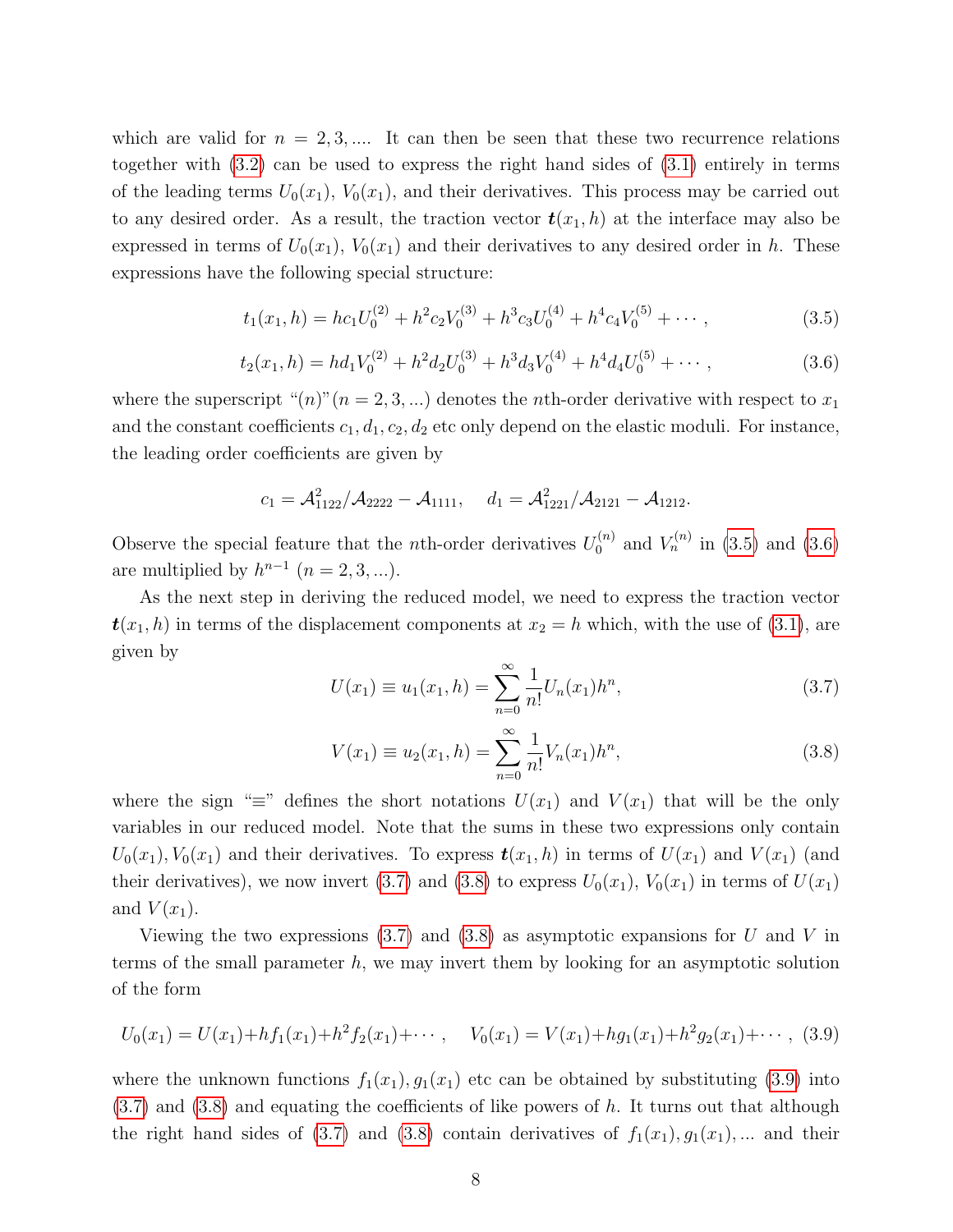which are valid for $n = 2, 3, ....$ It can then be seen that these two recurrence relations together with (3.2) can be used to express the right hand sides of (3.1) entirely in terms of the leading terms $U_0(x_1)$, $V_0(x_1)$, and their derivatives. This process may be carried out to any desired order. As a result, the traction vector $\boldsymbol{t}(x_1, h)$ at the interface may also be expressed in terms of $U_0(x_1)$, $V_0(x_1)$ and their derivatives to any desired order in $h$. These expressions have the following special structure:

$$t_1(x_1, h) = hc_1 U_0^{(2)} + h^2 c_2 V_0^{(3)} + h^3 c_3 U_0^{(4)} + h^4 c_4 V_0^{(5)} + \cdots , \tag{3.5}$$

$$t_2(x_1, h) = hd_1 V_0^{(2)} + h^2 d_2 U_0^{(3)} + h^3 d_3 V_0^{(4)} + h^4 d_4 U_0^{(5)} + \cdots , \tag{3.6}$$

where the superscript "$(n)$"$(n = 2, 3, ...)$ denotes the $n$th-order derivative with respect to $x_1$ and the constant coefficients $c_1, d_1, c_2, d_2$ etc only depend on the elastic moduli. For instance, the leading order coefficients are given by

$$c_1 = \mathcal{A}_{1122}^2/\mathcal{A}_{2222} - \mathcal{A}_{1111}, \quad d_1 = \mathcal{A}_{1221}^2/\mathcal{A}_{2121} - \mathcal{A}_{1212}.$$

Observe the special feature that the $n$th-order derivatives $U_0^{(n)}$ and $V_n^{(n)}$ in (3.5) and (3.6) are multiplied by $h^{n-1}$ $(n = 2, 3, ...)$.

As the next step in deriving the reduced model, we need to express the traction vector $\boldsymbol{t}(x_1, h)$ in terms of the displacement components at $x_2 = h$ which, with the use of (3.1), are given by

$$U(x_1) \equiv u_1(x_1, h) = \sum_{n=0}^{\infty} \frac{1}{n!} U_n(x_1) h^n, \tag{3.7}$$

$$V(x_1) \equiv u_2(x_1, h) = \sum_{n=0}^{\infty} \frac{1}{n!} V_n(x_1) h^n, \tag{3.8}$$

where the sign "$\equiv$" defines the short notations $U(x_1)$ and $V(x_1)$ that will be the only variables in our reduced model. Note that the sums in these two expressions only contain $U_0(x_1), V_0(x_1)$ and their derivatives. To express $\boldsymbol{t}(x_1, h)$ in terms of $U(x_1)$ and $V(x_1)$ (and their derivatives), we now invert (3.7) and (3.8) to express $U_0(x_1)$, $V_0(x_1)$ in terms of $U(x_1)$ and $V(x_1)$.

Viewing the two expressions (3.7) and (3.8) as asymptotic expansions for $U$ and $V$ in terms of the small parameter $h$, we may invert them by looking for an asymptotic solution of the form

$$U_0(x_1) = U(x_1) + hf_1(x_1) + h^2 f_2(x_1) + \cdots , \quad V_0(x_1) = V(x_1) + hg_1(x_1) + h^2 g_2(x_1) + \cdots , \tag{3.9}$$

where the unknown functions $f_1(x_1), g_1(x_1)$ etc can be obtained by substituting (3.9) into (3.7) and (3.8) and equating the coefficients of like powers of $h$. It turns out that although the right hand sides of (3.7) and (3.8) contain derivatives of $f_1(x_1), g_1(x_1), ...$ and their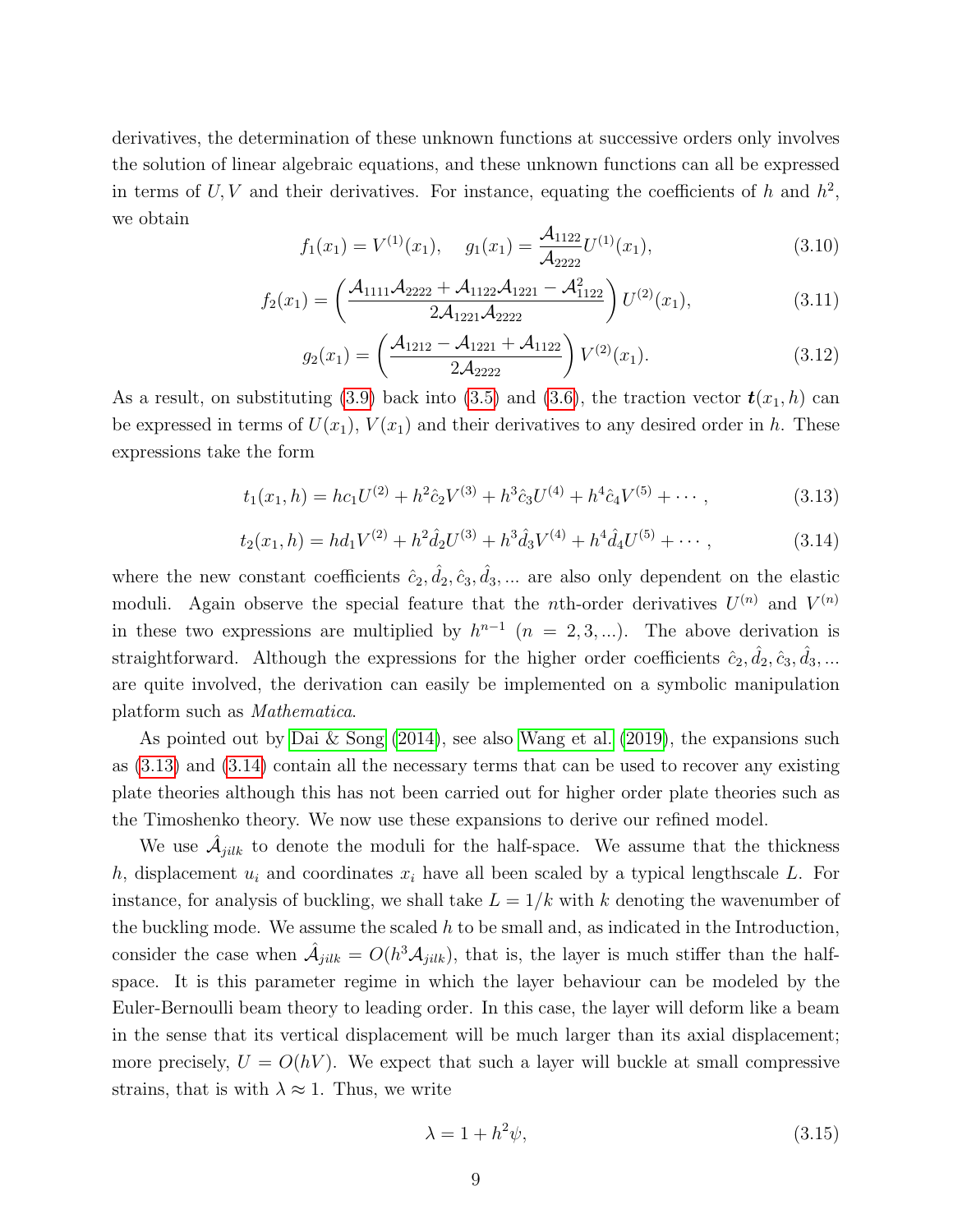derivatives, the determination of these unknown functions at successive orders only involves the solution of linear algebraic equations, and these unknown functions can all be expressed in terms of $U, V$ and their derivatives. For instance, equating the coefficients of $h$ and $h^2$, we obtain

$$f_1(x_1) = V^{(1)}(x_1), \quad g_1(x_1) = \frac{\mathcal{A}_{1122}}{\mathcal{A}_{2222}} U^{(1)}(x_1), \tag{3.10}$$

$$f_2(x_1) = \left( \frac{\mathcal{A}_{1111}\mathcal{A}_{2222} + \mathcal{A}_{1122}\mathcal{A}_{1221} - \mathcal{A}_{1122}^2}{2\mathcal{A}_{1221}\mathcal{A}_{2222}} \right) U^{(2)}(x_1), \tag{3.11}$$

$$g_2(x_1) = \left( \frac{\mathcal{A}_{1212} - \mathcal{A}_{1221} + \mathcal{A}_{1122}}{2\mathcal{A}_{2222}} \right) V^{(2)}(x_1). \tag{3.12}$$

As a result, on substituting (3.9) back into (3.5) and (3.6), the traction vector $\boldsymbol{t}(x_1, h)$ can be expressed in terms of $U(x_1)$, $V(x_1)$ and their derivatives to any desired order in $h$. These expressions take the form

$$t_1(x_1, h) = hc_1 U^{(2)} + h^2 \hat{c}_2 V^{(3)} + h^3 \hat{c}_3 U^{(4)} + h^4 \hat{c}_4 V^{(5)} + \cdots, \tag{3.13}$$

$$t_2(x_1, h) = hd_1 V^{(2)} + h^2 \hat{d}_2 U^{(3)} + h^3 \hat{d}_3 V^{(4)} + h^4 \hat{d}_4 U^{(5)} + \cdots, \tag{3.14}$$

where the new constant coefficients $\hat{c}_2, \hat{d}_2, \hat{c}_3, \hat{d}_3, ...$ are also only dependent on the elastic moduli. Again observe the special feature that the $n$th-order derivatives $U^{(n)}$ and $V^{(n)}$ in these two expressions are multiplied by $h^{n-1}$ $(n = 2, 3, ...)$. The above derivation is straightforward. Although the expressions for the higher order coefficients $\hat{c}_2, \hat{d}_2, \hat{c}_3, \hat{d}_3, ...$ are quite involved, the derivation can easily be implemented on a symbolic manipulation platform such as *Mathematica*.

As pointed out by Dai & Song (2014), see also Wang et al. (2019), the expansions such as (3.13) and (3.14) contain all the necessary terms that can be used to recover any existing plate theories although this has not been carried out for higher order plate theories such as the Timoshenko theory. We now use these expansions to derive our refined model.

We use $\hat{\mathcal{A}}_{jilk}$ to denote the moduli for the half-space. We assume that the thickness $h$, displacement $u_i$ and coordinates $x_i$ have all been scaled by a typical lengthscale $L$. For instance, for analysis of buckling, we shall take $L = 1/k$ with $k$ denoting the wavenumber of the buckling mode. We assume the scaled $h$ to be small and, as indicated in the Introduction, consider the case when $\hat{\mathcal{A}}_{jilk} = O(h^3 \mathcal{A}_{jilk})$, that is, the layer is much stiffer than the half-space. It is this parameter regime in which the layer behaviour can be modeled by the Euler-Bernoulli beam theory to leading order. In this case, the layer will deform like a beam in the sense that its vertical displacement will be much larger than its axial displacement; more precisely, $U = O(hV)$. We expect that such a layer will buckle at small compressive strains, that is with $\lambda \approx 1$. Thus, we write

$$\lambda = 1 + h^2 \psi, \tag{3.15}$$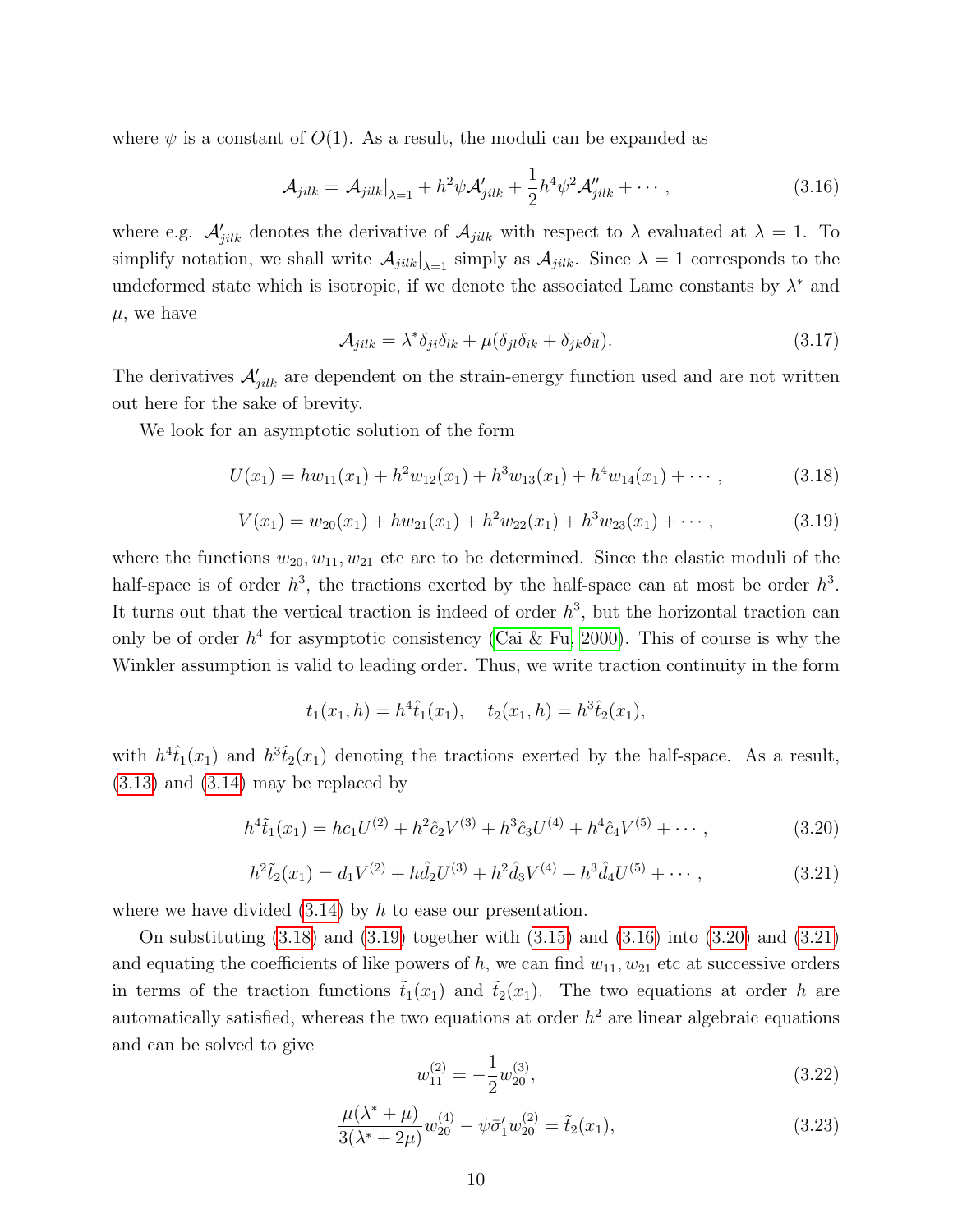where $\psi$ is a constant of $O(1)$. As a result, the moduli can be expanded as

$$\mathcal{A}_{jilk} = \mathcal{A}_{jilk}|_{\lambda=1} + h^2\psi\mathcal{A}'_{jilk} + \frac{1}{2}h^4\psi^2\mathcal{A}''_{jilk} + \cdots, \tag{3.16}$$

where e.g. $\mathcal{A}'_{jilk}$ denotes the derivative of $\mathcal{A}_{jilk}$ with respect to $\lambda$ evaluated at $\lambda = 1$. To simplify notation, we shall write $\mathcal{A}_{jilk}|_{\lambda=1}$ simply as $\mathcal{A}_{jilk}$. Since $\lambda = 1$ corresponds to the undeformed state which is isotropic, if we denote the associated Lame constants by $\lambda^*$ and $\mu$, we have

$$\mathcal{A}_{jilk} = \lambda^*\delta_{ji}\delta_{lk} + \mu(\delta_{jl}\delta_{ik} + \delta_{jk}\delta_{il}). \tag{3.17}$$

The derivatives $\mathcal{A}'_{jilk}$ are dependent on the strain-energy function used and are not written out here for the sake of brevity.

We look for an asymptotic solution of the form

$$U(x_1) = hw_{11}(x_1) + h^2w_{12}(x_1) + h^3w_{13}(x_1) + h^4w_{14}(x_1) + \cdots, \tag{3.18}$$

$$V(x_1) = w_{20}(x_1) + hw_{21}(x_1) + h^2w_{22}(x_1) + h^3w_{23}(x_1) + \cdots, \tag{3.19}$$

where the functions $w_{20}, w_{11}, w_{21}$ etc are to be determined. Since the elastic moduli of the half-space is of order $h^3$, the tractions exerted by the half-space can at most be order $h^3$. It turns out that the vertical traction is indeed of order $h^3$, but the horizontal traction can only be of order $h^4$ for asymptotic consistency (Cai & Fu, 2000). This of course is why the Winkler assumption is valid to leading order. Thus, we write traction continuity in the form

$$t_1(x_1, h) = h^4\hat{t}_1(x_1), \quad t_2(x_1, h) = h^3\hat{t}_2(x_1),$$

with $h^4\hat{t}_1(x_1)$ and $h^3\hat{t}_2(x_1)$ denoting the tractions exerted by the half-space. As a result, (3.13) and (3.14) may be replaced by

$$h^4\tilde{t}_1(x_1) = hc_1U^{(2)} + h^2\hat{c}_2V^{(3)} + h^3\hat{c}_3U^{(4)} + h^4\hat{c}_4V^{(5)} + \cdots, \tag{3.20}$$

$$h^2\tilde{t}_2(x_1) = d_1V^{(2)} + h\hat{d}_2U^{(3)} + h^2\hat{d}_3V^{(4)} + h^3\hat{d}_4U^{(5)} + \cdots, \tag{3.21}$$

where we have divided (3.14) by $h$ to ease our presentation.

On substituting (3.18) and (3.19) together with (3.15) and (3.16) into (3.20) and (3.21) and equating the coefficients of like powers of $h$, we can find $w_{11}, w_{21}$ etc at successive orders in terms of the traction functions $\tilde{t}_1(x_1)$ and $\tilde{t}_2(x_1)$. The two equations at order $h$ are automatically satisfied, whereas the two equations at order $h^2$ are linear algebraic equations and can be solved to give

$$w_{11}^{(2)} = -\frac{1}{2}w_{20}^{(3)}, \tag{3.22}$$

$$\frac{\mu(\lambda^* + \mu)}{3(\lambda^* + 2\mu)}w_{20}^{(4)} - \psi\bar{\sigma}'_1 w_{20}^{(2)} = \tilde{t}_2(x_1), \tag{3.23}$$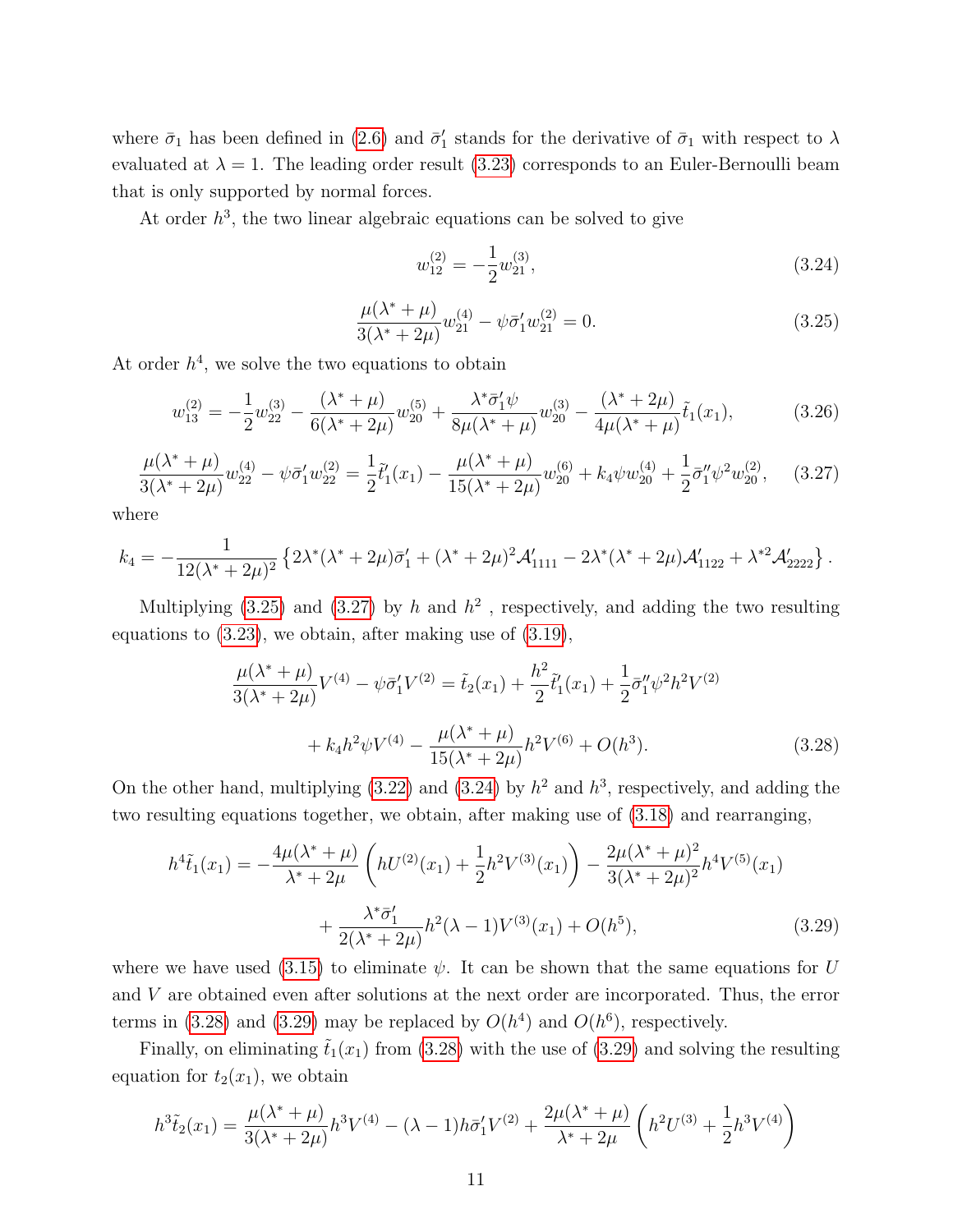where $\bar{\sigma}_1$ has been defined in (2.6) and $\bar{\sigma}_1'$ stands for the derivative of $\bar{\sigma}_1$ with respect to $\lambda$ evaluated at $\lambda = 1$. The leading order result (3.23) corresponds to an Euler-Bernoulli beam that is only supported by normal forces.

At order $h^3$, the two linear algebraic equations can be solved to give

$$w_{12}^{(2)} = -\frac{1}{2} w_{21}^{(3)}, \tag{3.24}$$

$$\frac{\mu(\lambda^* + \mu)}{3(\lambda^* + 2\mu)} w_{21}^{(4)} - \psi \bar{\sigma}_1' w_{21}^{(2)} = 0. \tag{3.25}$$

At order $h^4$, we solve the two equations to obtain

$$w_{13}^{(2)} = -\frac{1}{2} w_{22}^{(3)} - \frac{(\lambda^* + \mu)}{6(\lambda^* + 2\mu)} w_{20}^{(5)} + \frac{\lambda^* \bar{\sigma}_1' \psi}{8\mu(\lambda^* + \mu)} w_{20}^{(3)} - \frac{(\lambda^* + 2\mu)}{4\mu(\lambda^* + \mu)} \tilde{t}_1(x_1), \tag{3.26}$$

$$\frac{\mu(\lambda^* + \mu)}{3(\lambda^* + 2\mu)} w_{22}^{(4)} - \psi \bar{\sigma}_1' w_{22}^{(2)} = \frac{1}{2} \tilde{t}_1'(x_1) - \frac{\mu(\lambda^* + \mu)}{15(\lambda^* + 2\mu)} w_{20}^{(6)} + k_4 \psi w_{20}^{(4)} + \frac{1}{2} \bar{\sigma}_1'' \psi^2 w_{20}^{(2)}, \tag{3.27}$$

where

$$k_4 = -\frac{1}{12(\lambda^* + 2\mu)^2} \left\{ 2\lambda^*(\lambda^* + 2\mu)\bar{\sigma}_1' + (\lambda^* + 2\mu)^2 \mathcal{A}_{1111}' - 2\lambda^*(\lambda^* + 2\mu)\mathcal{A}_{1122}' + \lambda^{*2} \mathcal{A}_{2222}' \right\}.$$

Multiplying (3.25) and (3.27) by $h$ and $h^2$ , respectively, and adding the two resulting equations to (3.23), we obtain, after making use of (3.19),

$$\frac{\mu(\lambda^* + \mu)}{3(\lambda^* + 2\mu)} V^{(4)} - \psi \bar{\sigma}_1' V^{(2)} = \tilde{t}_2(x_1) + \frac{h^2}{2} \tilde{t}_1'(x_1) + \frac{1}{2} \bar{\sigma}_1'' \psi^2 h^2 V^{(2)}$$
$$+ k_4 h^2 \psi V^{(4)} - \frac{\mu(\lambda^* + \mu)}{15(\lambda^* + 2\mu)} h^2 V^{(6)} + O(h^3). \tag{3.28}$$

On the other hand, multiplying (3.22) and (3.24) by $h^2$ and $h^3$, respectively, and adding the two resulting equations together, we obtain, after making use of (3.18) and rearranging,

$$h^4 \tilde{t}_1(x_1) = -\frac{4\mu(\lambda^* + \mu)}{\lambda^* + 2\mu} \left( h U^{(2)}(x_1) + \frac{1}{2} h^2 V^{(3)}(x_1) \right) - \frac{2\mu(\lambda^* + \mu)^2}{3(\lambda^* + 2\mu)^2} h^4 V^{(5)}(x_1)$$
$$+ \frac{\lambda^* \bar{\sigma}_1'}{2(\lambda^* + 2\mu)} h^2 (\lambda - 1) V^{(3)}(x_1) + O(h^5), \tag{3.29}$$

where we have used (3.15) to eliminate $\psi$. It can be shown that the same equations for $U$ and $V$ are obtained even after solutions at the next order are incorporated. Thus, the error terms in (3.28) and (3.29) may be replaced by $O(h^4)$ and $O(h^6)$, respectively.

Finally, on eliminating $\tilde{t}_1(x_1)$ from (3.28) with the use of (3.29) and solving the resulting equation for $t_2(x_1)$, we obtain

$$h^3 \tilde{t}_2(x_1) = \frac{\mu(\lambda^* + \mu)}{3(\lambda^* + 2\mu)} h^3 V^{(4)} - (\lambda - 1) h \bar{\sigma}_1' V^{(2)} + \frac{2\mu(\lambda^* + \mu)}{\lambda^* + 2\mu} \left( h^2 U^{(3)} + \frac{1}{2} h^3 V^{(4)} \right)$$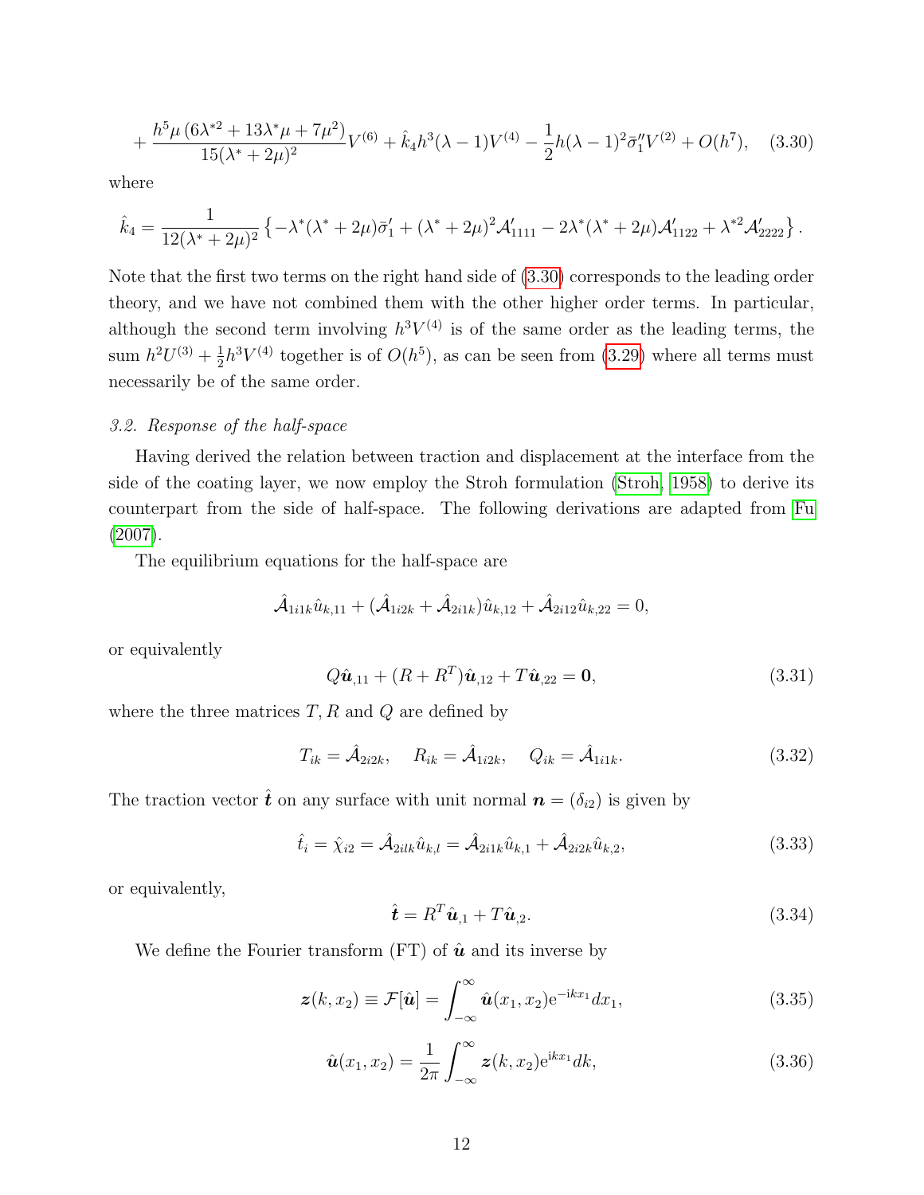$$+\frac{h^5\mu\left(6\lambda^{*2}+13\lambda^*\mu+7\mu^2\right)}{15(\lambda^*+2\mu)^2}V^{(6)}+\hat{k}_4h^3(\lambda-1)V^{(4)}-\frac{1}{2}h(\lambda-1)^2\bar{\sigma}_1''V^{(2)}+O(h^7), \quad (3.30)$$

where

$$\hat{k}_4=\frac{1}{12(\lambda^*+2\mu)^2}\left\{-\lambda^*(\lambda^*+2\mu)\bar{\sigma}_1'+(\lambda^*+2\mu)^2\mathcal{A}_{1111}'-2\lambda^*(\lambda^*+2\mu)\mathcal{A}_{1122}'+\lambda^{*2}\mathcal{A}_{2222}'\right\}.$$

Note that the first two terms on the right hand side of (3.30) corresponds to the leading order theory, and we have not combined them with the other higher order terms. In particular, although the second term involving $h^3V^{(4)}$ is of the same order as the leading terms, the sum $h^2U^{(3)}+\frac{1}{2}h^3V^{(4)}$ together is of $O(h^5)$, as can be seen from (3.29) where all terms must necessarily be of the same order.

### *3.2. Response of the half-space*

Having derived the relation between traction and displacement at the interface from the side of the coating layer, we now employ the Stroh formulation (Stroh, 1958) to derive its counterpart from the side of half-space. The following derivations are adapted from Fu (2007).

The equilibrium equations for the half-space are

$$\hat{\mathcal{A}}_{1i1k}\hat{u}_{k,11}+(\hat{\mathcal{A}}_{1i2k}+\hat{\mathcal{A}}_{2i1k})\hat{u}_{k,12}+\hat{\mathcal{A}}_{2i12}\hat{u}_{k,22}=0,$$

or equivalently

$$Q\hat{\boldsymbol{u}}_{,11}+(R+R^T)\hat{\boldsymbol{u}}_{,12}+T\hat{\boldsymbol{u}}_{,22}=\boldsymbol{0}, \quad (3.31)$$

where the three matrices $T, R$ and $Q$ are defined by

$$T_{ik}=\hat{\mathcal{A}}_{2i2k}, \quad R_{ik}=\hat{\mathcal{A}}_{1i2k}, \quad Q_{ik}=\hat{\mathcal{A}}_{1i1k}. \quad (3.32)$$

The traction vector $\hat{\boldsymbol{t}}$ on any surface with unit normal $\boldsymbol{n}=(\delta_{i2})$ is given by

$$\hat{t}_i=\hat{\chi}_{i2}=\hat{\mathcal{A}}_{2ilk}\hat{u}_{k,l}=\hat{\mathcal{A}}_{2i1k}\hat{u}_{k,1}+\hat{\mathcal{A}}_{2i2k}\hat{u}_{k,2}, \quad (3.33)$$

or equivalently,

$$\hat{\boldsymbol{t}}=R^T\hat{\boldsymbol{u}}_{,1}+T\hat{\boldsymbol{u}}_{,2}. \quad (3.34)$$

We define the Fourier transform (FT) of $\hat{\boldsymbol{u}}$ and its inverse by

$$\boldsymbol{z}(k,x_2)\equiv\mathcal{F}[\hat{\boldsymbol{u}}]=\int_{-\infty}^{\infty}\hat{\boldsymbol{u}}(x_1,x_2)\mathrm{e}^{-\mathrm{i}kx_1}dx_1, \quad (3.35)$$

$$\hat{\boldsymbol{u}}(x_1,x_2)=\frac{1}{2\pi}\int_{-\infty}^{\infty}\boldsymbol{z}(k,x_2)\mathrm{e}^{\mathrm{i}kx_1}dk, \quad (3.36)$$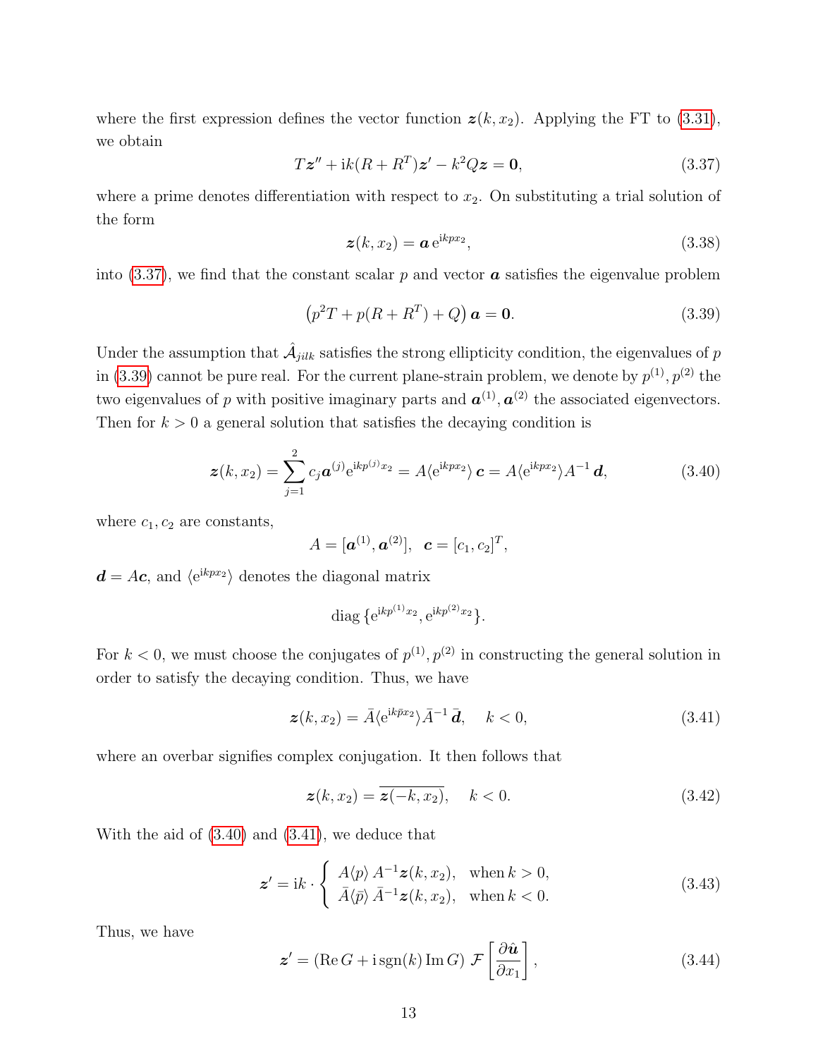where the first expression defines the vector function $\boldsymbol{z}(k, x_2)$. Applying the FT to (3.31), we obtain

$$T\boldsymbol{z}'' + \mathrm{i}k(R + R^T)\boldsymbol{z}' - k^2 Q\boldsymbol{z} = \boldsymbol{0}, \tag{3.37}$$

where a prime denotes differentiation with respect to $x_2$. On substituting a trial solution of the form

$$\boldsymbol{z}(k, x_2) = \boldsymbol{a}\,\mathrm{e}^{\mathrm{i}kpx_2}, \tag{3.38}$$

into (3.37), we find that the constant scalar $p$ and vector $\boldsymbol{a}$ satisfies the eigenvalue problem

$$\left(p^2 T + p(R + R^T) + Q\right)\boldsymbol{a} = \boldsymbol{0}. \tag{3.39}$$

Under the assumption that $\hat{\mathcal{A}}_{jilk}$ satisfies the strong ellipticity condition, the eigenvalues of $p$ in (3.39) cannot be pure real. For the current plane-strain problem, we denote by $p^{(1)}, p^{(2)}$ the two eigenvalues of $p$ with positive imaginary parts and $\boldsymbol{a}^{(1)}, \boldsymbol{a}^{(2)}$ the associated eigenvectors. Then for $k > 0$ a general solution that satisfies the decaying condition is

$$\boldsymbol{z}(k, x_2) = \sum_{j=1}^{2} c_j \boldsymbol{a}^{(j)} \mathrm{e}^{\mathrm{i}kp^{(j)}x_2} = A\langle \mathrm{e}^{\mathrm{i}kpx_2}\rangle\,\boldsymbol{c} = A\langle \mathrm{e}^{\mathrm{i}kpx_2}\rangle A^{-1}\,\boldsymbol{d}, \tag{3.40}$$

where $c_1, c_2$ are constants,

$$A = [\boldsymbol{a}^{(1)}, \boldsymbol{a}^{(2)}], \quad \boldsymbol{c} = [c_1, c_2]^T,$$

$\boldsymbol{d} = A\boldsymbol{c}$, and $\langle \mathrm{e}^{\mathrm{i}kpx_2}\rangle$ denotes the diagonal matrix

$$\mathrm{diag}\,\{\mathrm{e}^{\mathrm{i}kp^{(1)}x_2}, \mathrm{e}^{\mathrm{i}kp^{(2)}x_2}\}.$$

For $k < 0$, we must choose the conjugates of $p^{(1)}, p^{(2)}$ in constructing the general solution in order to satisfy the decaying condition. Thus, we have

$$\boldsymbol{z}(k, x_2) = \bar{A}\langle \mathrm{e}^{\mathrm{i}k\bar{p}x_2}\rangle \bar{A}^{-1}\,\bar{\boldsymbol{d}}, \quad k < 0, \tag{3.41}$$

where an overbar signifies complex conjugation. It then follows that

$$\boldsymbol{z}(k, x_2) = \overline{\boldsymbol{z}(-k, x_2)}, \quad k < 0. \tag{3.42}$$

With the aid of (3.40) and (3.41), we deduce that

$$\boldsymbol{z}' = \mathrm{i}k \cdot \begin{cases} A\langle p\rangle\, A^{-1}\boldsymbol{z}(k, x_2), & \text{when } k > 0, \\ \bar{A}\langle \bar{p}\rangle\, \bar{A}^{-1}\boldsymbol{z}(k, x_2), & \text{when } k < 0. \end{cases} \tag{3.43}$$

Thus, we have

$$\boldsymbol{z}' = (\mathrm{Re}\,G + \mathrm{i}\,\mathrm{sgn}(k)\,\mathrm{Im}\,G)\;\mathcal{F}\left[\frac{\partial \hat{\boldsymbol{u}}}{\partial x_1}\right], \tag{3.44}$$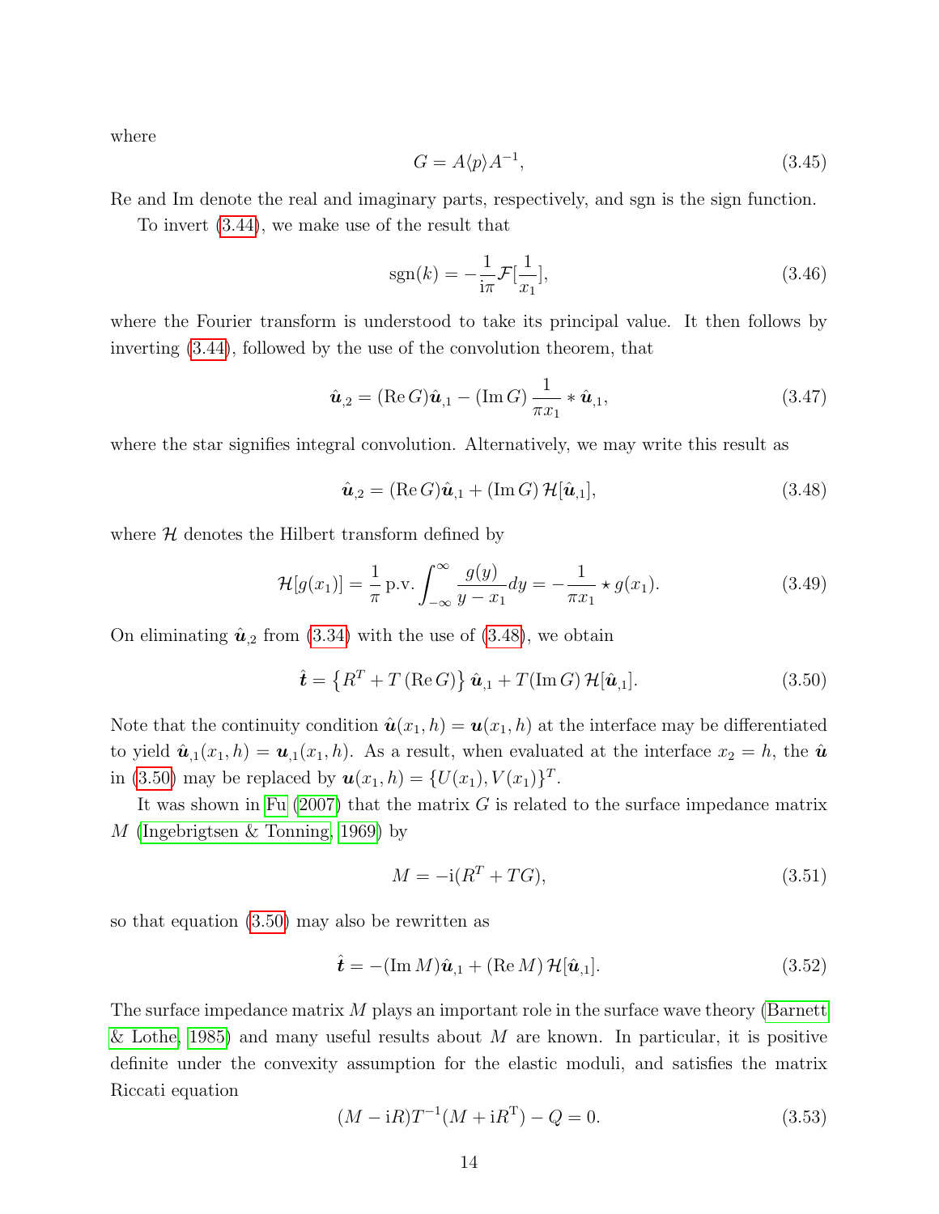where

$$G = A\langle p\rangle A^{-1}, \tag{3.45}$$

Re and Im denote the real and imaginary parts, respectively, and sgn is the sign function.

To invert (3.44), we make use of the result that

$$\mathrm{sgn}(k) = -\frac{1}{\mathrm{i}\pi}\mathcal{F}[\frac{1}{x_1}], \tag{3.46}$$

where the Fourier transform is understood to take its principal value. It then follows by inverting (3.44), followed by the use of the convolution theorem, that

$$\hat{\boldsymbol{u}}_{,2} = (\mathrm{Re}\, G)\hat{\boldsymbol{u}}_{,1} - (\mathrm{Im}\, G)\,\frac{1}{\pi x_1} * \hat{\boldsymbol{u}}_{,1}, \tag{3.47}$$

where the star signifies integral convolution. Alternatively, we may write this result as

$$\hat{\boldsymbol{u}}_{,2} = (\mathrm{Re}\, G)\hat{\boldsymbol{u}}_{,1} + (\mathrm{Im}\, G)\,\mathcal{H}[\hat{\boldsymbol{u}}_{,1}], \tag{3.48}$$

where $\mathcal{H}$ denotes the Hilbert transform defined by

$$\mathcal{H}[g(x_1)] = \frac{1}{\pi}\,\mathrm{p.v.}\int_{-\infty}^{\infty}\frac{g(y)}{y-x_1}dy = -\frac{1}{\pi x_1} \star g(x_1). \tag{3.49}$$

On eliminating $\hat{\boldsymbol{u}}_{,2}$ from (3.34) with the use of (3.48), we obtain

$$\hat{\boldsymbol{t}} = \left\{R^T + T\,(\mathrm{Re}\, G)\right\}\hat{\boldsymbol{u}}_{,1} + T(\mathrm{Im}\, G)\,\mathcal{H}[\hat{\boldsymbol{u}}_{,1}]. \tag{3.50}$$

Note that the continuity condition $\hat{\boldsymbol{u}}(x_1, h) = \boldsymbol{u}(x_1, h)$ at the interface may be differentiated to yield $\hat{\boldsymbol{u}}_{,1}(x_1, h) = \boldsymbol{u}_{,1}(x_1, h)$. As a result, when evaluated at the interface $x_2 = h$, the $\hat{\boldsymbol{u}}$ in (3.50) may be replaced by $\boldsymbol{u}(x_1, h) = \{U(x_1), V(x_1)\}^T$.

It was shown in Fu (2007) that the matrix $G$ is related to the surface impedance matrix $M$ (Ingebrigtsen & Tonning, 1969) by

$$M = -\mathrm{i}(R^T + TG), \tag{3.51}$$

so that equation (3.50) may also be rewritten as

$$\hat{\boldsymbol{t}} = -(\mathrm{Im}\, M)\hat{\boldsymbol{u}}_{,1} + (\mathrm{Re}\, M)\,\mathcal{H}[\hat{\boldsymbol{u}}_{,1}]. \tag{3.52}$$

The surface impedance matrix $M$ plays an important role in the surface wave theory (Barnett & Lothe, 1985) and many useful results about $M$ are known. In particular, it is positive definite under the convexity assumption for the elastic moduli, and satisfies the matrix Riccati equation

$$(M - \mathrm{i}R)T^{-1}(M + \mathrm{i}R^{\mathrm{T}}) - Q = 0. \tag{3.53}$$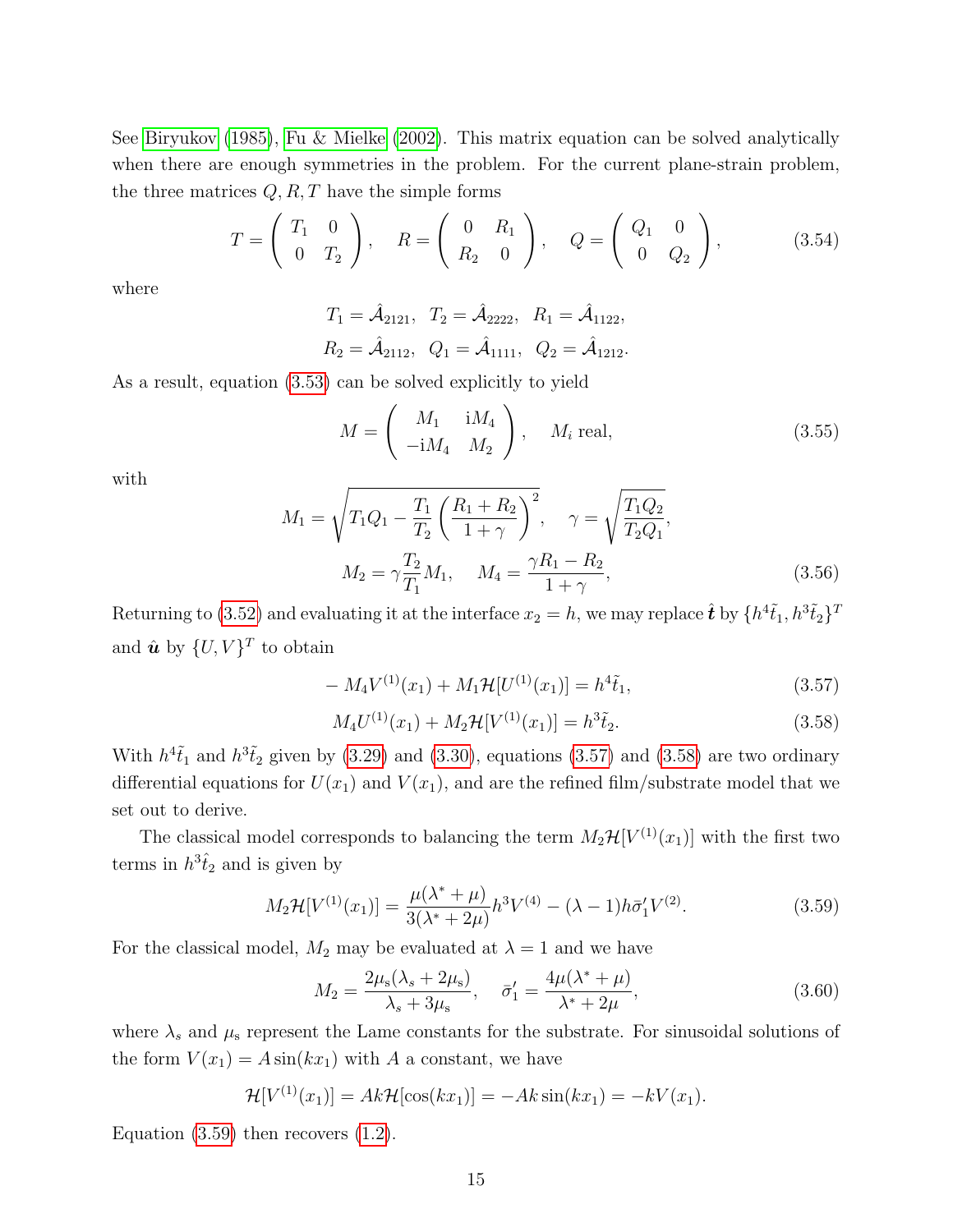See Biryukov (1985), Fu & Mielke (2002). This matrix equation can be solved analytically when there are enough symmetries in the problem. For the current plane-strain problem, the three matrices $Q, R, T$ have the simple forms

$$T = \begin{pmatrix} T_1 & 0 \\ 0 & T_2 \end{pmatrix}, \quad R = \begin{pmatrix} 0 & R_1 \\ R_2 & 0 \end{pmatrix}, \quad Q = \begin{pmatrix} Q_1 & 0 \\ 0 & Q_2 \end{pmatrix}, \tag{3.54}$$

where

$$T_1 = \hat{\mathcal{A}}_{2121}, \;\; T_2 = \hat{\mathcal{A}}_{2222}, \;\; R_1 = \hat{\mathcal{A}}_{1122},$$
$$R_2 = \hat{\mathcal{A}}_{2112}, \;\; Q_1 = \hat{\mathcal{A}}_{1111}, \;\; Q_2 = \hat{\mathcal{A}}_{1212}.$$

As a result, equation (3.53) can be solved explicitly to yield

$$M = \begin{pmatrix} M_1 & \mathrm{i}M_4 \\ -\mathrm{i}M_4 & M_2 \end{pmatrix}, \quad M_i \text{ real}, \tag{3.55}$$

with

$$M_1 = \sqrt{T_1 Q_1 - \frac{T_1}{T_2}\left(\frac{R_1 + R_2}{1+\gamma}\right)^2}, \quad \gamma = \sqrt{\frac{T_1 Q_2}{T_2 Q_1}},$$
$$M_2 = \gamma \frac{T_2}{T_1} M_1, \quad M_4 = \frac{\gamma R_1 - R_2}{1+\gamma}, \tag{3.56}$$

Returning to (3.52) and evaluating it at the interface $x_2 = h$, we may replace $\hat{\boldsymbol{t}}$ by $\{h^4\tilde{t}_1, h^3\tilde{t}_2\}^T$ and $\hat{\boldsymbol{u}}$ by $\{U, V\}^T$ to obtain

$$-M_4 V^{(1)}(x_1) + M_1 \mathcal{H}[U^{(1)}(x_1)] = h^4 \tilde{t}_1, \tag{3.57}$$

$$M_4 U^{(1)}(x_1) + M_2 \mathcal{H}[V^{(1)}(x_1)] = h^3 \tilde{t}_2. \tag{3.58}$$

With $h^4\tilde{t}_1$ and $h^3\tilde{t}_2$ given by (3.29) and (3.30), equations (3.57) and (3.58) are two ordinary differential equations for $U(x_1)$ and $V(x_1)$, and are the refined film/substrate model that we set out to derive.

The classical model corresponds to balancing the term $M_2\mathcal{H}[V^{(1)}(x_1)]$ with the first two terms in $h^3\hat{t}_2$ and is given by

$$M_2 \mathcal{H}[V^{(1)}(x_1)] = \frac{\mu(\lambda^* + \mu)}{3(\lambda^* + 2\mu)} h^3 V^{(4)} - (\lambda - 1) h \bar{\sigma}_1' V^{(2)}. \tag{3.59}$$

For the classical model, $M_2$ may be evaluated at $\lambda = 1$ and we have

$$M_2 = \frac{2\mu_\mathrm{s}(\lambda_s + 2\mu_\mathrm{s})}{\lambda_s + 3\mu_\mathrm{s}}, \quad \bar{\sigma}_1' = \frac{4\mu(\lambda^* + \mu)}{\lambda^* + 2\mu}, \tag{3.60}$$

where $\lambda_s$ and $\mu_\mathrm{s}$ represent the Lame constants for the substrate. For sinusoidal solutions of the form $V(x_1) = A\sin(kx_1)$ with $A$ a constant, we have

$$\mathcal{H}[V^{(1)}(x_1)] = Ak\mathcal{H}[\cos(kx_1)] = -Ak\sin(kx_1) = -kV(x_1).$$

Equation (3.59) then recovers (1.2).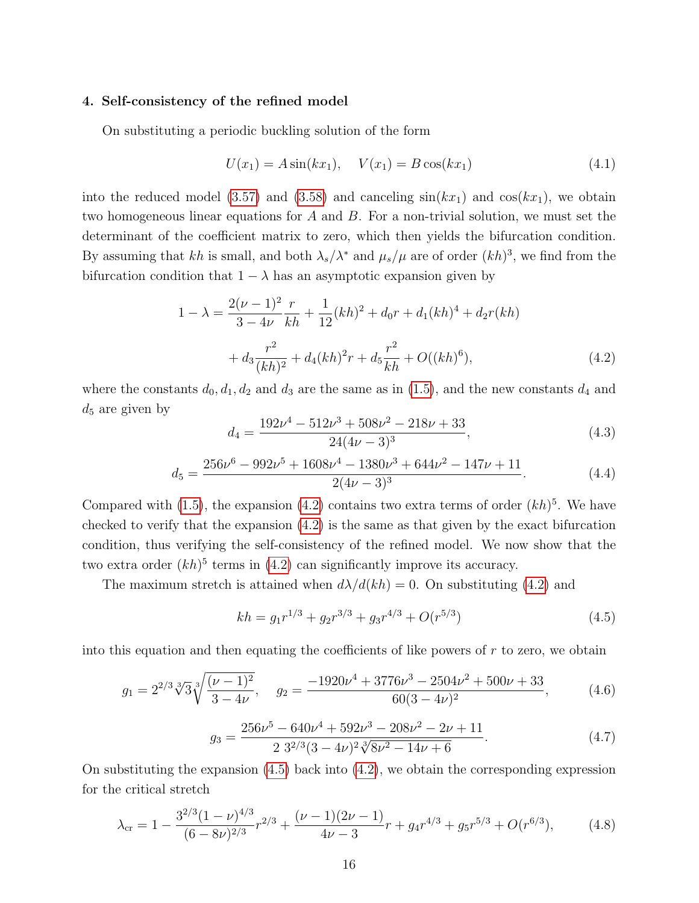## 4. Self-consistency of the refined model

On substituting a periodic buckling solution of the form

$$U(x_1) = A\sin(kx_1), \quad V(x_1) = B\cos(kx_1) \tag{4.1}$$

into the reduced model (3.57) and (3.58) and canceling $\sin(kx_1)$ and $\cos(kx_1)$, we obtain two homogeneous linear equations for $A$ and $B$. For a non-trivial solution, we must set the determinant of the coefficient matrix to zero, which then yields the bifurcation condition. By assuming that $kh$ is small, and both $\lambda_s/\lambda^*$ and $\mu_s/\mu$ are of order $(kh)^3$, we find from the bifurcation condition that $1-\lambda$ has an asymptotic expansion given by

$$\begin{aligned} 1-\lambda = {} & \frac{2(\nu-1)^2}{3-4\nu}\frac{r}{kh} + \frac{1}{12}(kh)^2 + d_0 r + d_1 (kh)^4 + d_2 r(kh) \\ & + d_3\frac{r^2}{(kh)^2} + d_4 (kh)^2 r + d_5\frac{r^2}{kh} + O((kh)^6), \end{aligned} \tag{4.2}$$

where the constants $d_0, d_1, d_2$ and $d_3$ are the same as in (1.5), and the new constants $d_4$ and $d_5$ are given by

$$d_4 = \frac{192\nu^4 - 512\nu^3 + 508\nu^2 - 218\nu + 33}{24(4\nu-3)^3}, \tag{4.3}$$

$$d_5 = \frac{256\nu^6 - 992\nu^5 + 1608\nu^4 - 1380\nu^3 + 644\nu^2 - 147\nu + 11}{2(4\nu-3)^3}. \tag{4.4}$$

Compared with (1.5), the expansion (4.2) contains two extra terms of order $(kh)^5$. We have checked to verify that the expansion (4.2) is the same as that given by the exact bifurcation condition, thus verifying the self-consistency of the refined model. We now show that the two extra order $(kh)^5$ terms in (4.2) can significantly improve its accuracy.

The maximum stretch is attained when $d\lambda/d(kh) = 0$. On substituting (4.2) and

$$kh = g_1 r^{1/3} + g_2 r^{3/3} + g_3 r^{4/3} + O(r^{5/3}) \tag{4.5}$$

into this equation and then equating the coefficients of like powers of $r$ to zero, we obtain

$$g_1 = 2^{2/3}\sqrt[3]{3}\sqrt[3]{\frac{(\nu-1)^2}{3-4\nu}}, \quad g_2 = \frac{-1920\nu^4 + 3776\nu^3 - 2504\nu^2 + 500\nu + 33}{60(3-4\nu)^2}, \tag{4.6}$$

$$g_3 = \frac{256\nu^5 - 640\nu^4 + 592\nu^3 - 208\nu^2 - 2\nu + 11}{2\ 3^{2/3}(3-4\nu)^2\sqrt[3]{8\nu^2 - 14\nu + 6}}. \tag{4.7}$$

On substituting the expansion (4.5) back into (4.2), we obtain the corresponding expression for the critical stretch

$$\lambda_{\text{cr}} = 1 - \frac{3^{2/3}(1-\nu)^{4/3}}{(6-8\nu)^{2/3}}r^{2/3} + \frac{(\nu-1)(2\nu-1)}{4\nu-3}r + g_4 r^{4/3} + g_5 r^{5/3} + O(r^{6/3}), \tag{4.8}$$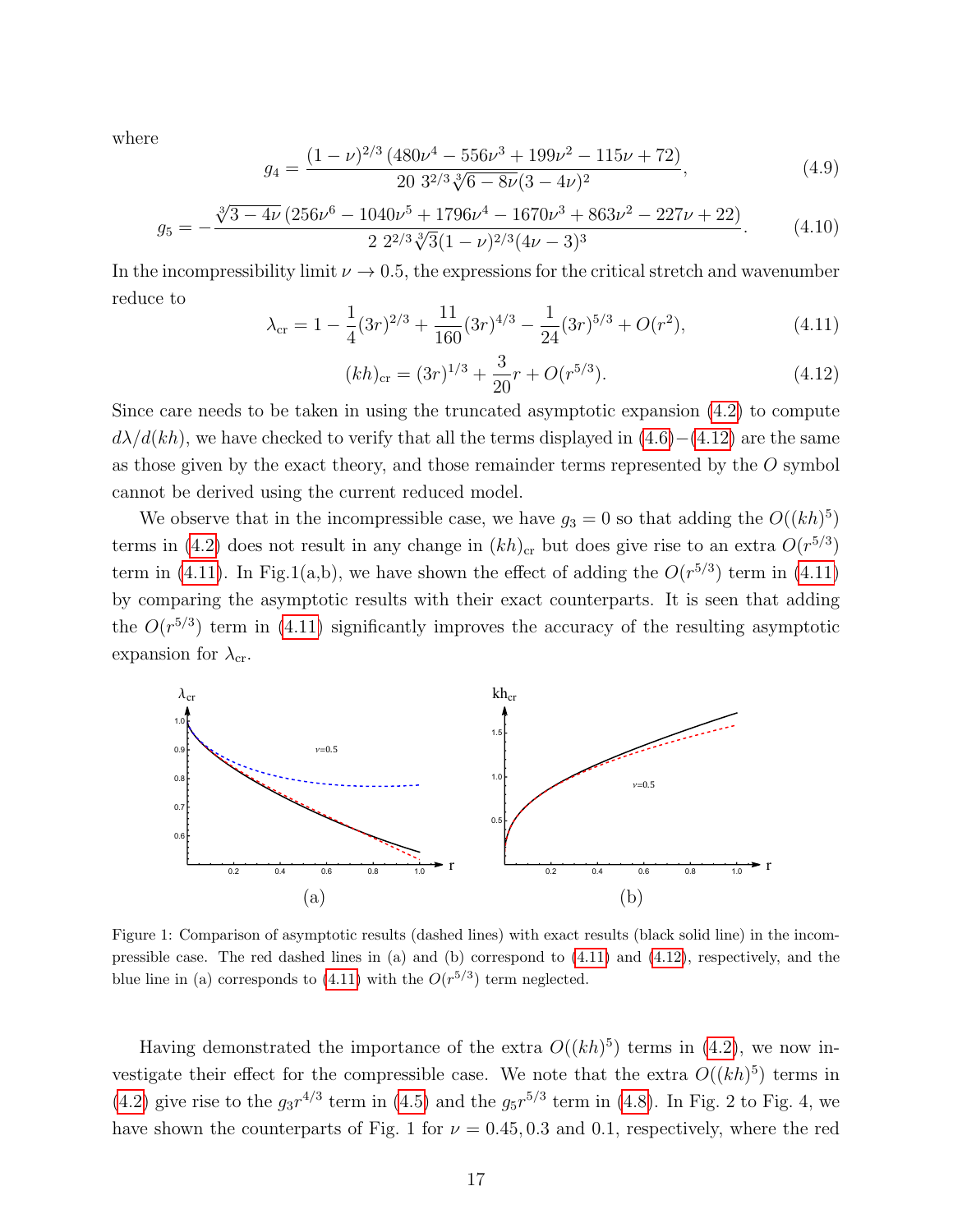where

$$g_4 = \frac{(1-\nu)^{2/3}\,(480\nu^4 - 556\nu^3 + 199\nu^2 - 115\nu + 72)}{20\; 3^{2/3}\sqrt[3]{6-8\nu}(3-4\nu)^2}, \tag{4.9}$$

$$g_5 = -\frac{\sqrt[3]{3-4\nu}\,(256\nu^6 - 1040\nu^5 + 1796\nu^4 - 1670\nu^3 + 863\nu^2 - 227\nu + 22)}{2\; 2^{2/3}\sqrt[3]{3}(1-\nu)^{2/3}(4\nu-3)^3}. \tag{4.10}$$

In the incompressibility limit $\nu \to 0.5$, the expressions for the critical stretch and wavenumber reduce to

$$\lambda_{\rm cr} = 1 - \frac{1}{4}(3r)^{2/3} + \frac{11}{160}(3r)^{4/3} - \frac{1}{24}(3r)^{5/3} + O(r^2), \tag{4.11}$$

$$(kh)_{\rm cr} = (3r)^{1/3} + \frac{3}{20}r + O(r^{5/3}). \tag{4.12}$$

Since care needs to be taken in using the truncated asymptotic expansion (4.2) to compute $d\lambda/d(kh)$, we have checked to verify that all the terms displayed in (4.6)−(4.12) are the same as those given by the exact theory, and those remainder terms represented by the $O$ symbol cannot be derived using the current reduced model.

We observe that in the incompressible case, we have $g_3 = 0$ so that adding the $O((kh)^5)$ terms in (4.2) does not result in any change in $(kh)_{\rm cr}$ but does give rise to an extra $O(r^{5/3})$ term in (4.11). In Fig.1(a,b), we have shown the effect of adding the $O(r^{5/3})$ term in (4.11) by comparing the asymptotic results with their exact counterparts. It is seen that adding the $O(r^{5/3})$ term in (4.11) significantly improves the accuracy of the resulting asymptotic expansion for $\lambda_{\rm cr}$.

(a) (b)

Figure 1: Comparison of asymptotic results (dashed lines) with exact results (black solid line) in the incompressible case. The red dashed lines in (a) and (b) correspond to (4.11) and (4.12), respectively, and the blue line in (a) corresponds to (4.11) with the $O(r^{5/3})$ term neglected.

Having demonstrated the importance of the extra $O((kh)^5)$ terms in (4.2), we now investigate their effect for the compressible case. We note that the extra $O((kh)^5)$ terms in (4.2) give rise to the $g_3 r^{4/3}$ term in (4.5) and the $g_5 r^{5/3}$ term in (4.8). In Fig. 2 to Fig. 4, we have shown the counterparts of Fig. 1 for $\nu = 0.45, 0.3$ and $0.1$, respectively, where the red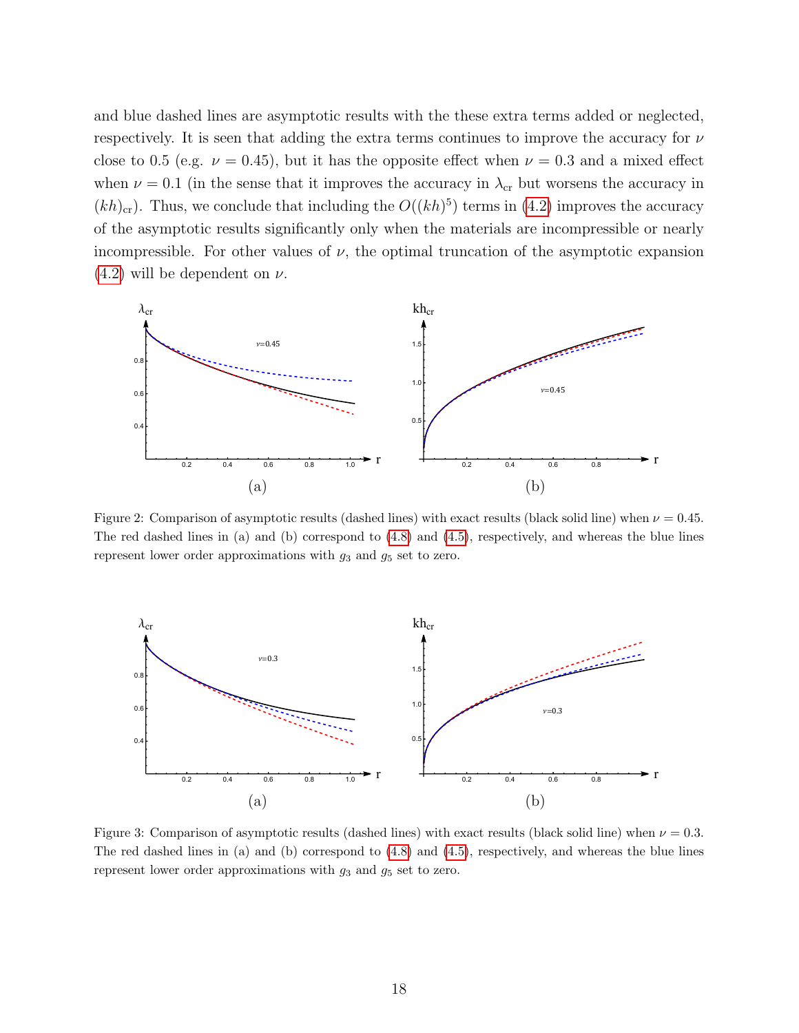and blue dashed lines are asymptotic results with the these extra terms added or neglected, respectively. It is seen that adding the extra terms continues to improve the accuracy for $\nu$ close to 0.5 (e.g. $\nu = 0.45$), but it has the opposite effect when $\nu = 0.3$ and a mixed effect when $\nu = 0.1$ (in the sense that it improves the accuracy in $\lambda_{\rm cr}$ but worsens the accuracy in $(kh)_{\rm cr}$). Thus, we conclude that including the $O((kh)^5)$ terms in (4.2) improves the accuracy of the asymptotic results significantly only when the materials are incompressible or nearly incompressible. For other values of $\nu$, the optimal truncation of the asymptotic expansion (4.2) will be dependent on $\nu$.

Figure 2: Comparison of asymptotic results (dashed lines) with exact results (black solid line) when $\nu = 0.45$. The red dashed lines in (a) and (b) correspond to (4.8) and (4.5), respectively, and whereas the blue lines represent lower order approximations with $g_3$ and $g_5$ set to zero.

Figure 3: Comparison of asymptotic results (dashed lines) with exact results (black solid line) when $\nu = 0.3$. The red dashed lines in (a) and (b) correspond to (4.8) and (4.5), respectively, and whereas the blue lines represent lower order approximations with $g_3$ and $g_5$ set to zero.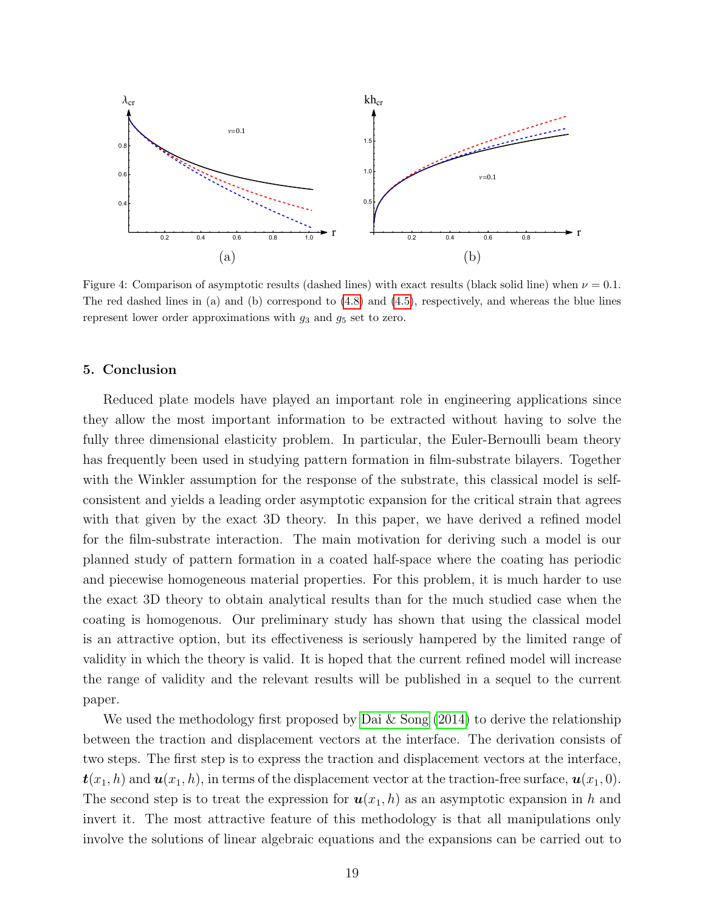Figure 4: Comparison of asymptotic results (dashed lines) with exact results (black solid line) when $\nu = 0.1$. The red dashed lines in (a) and (b) correspond to (4.8) and (4.5), respectively, and whereas the blue lines represent lower order approximations with $g_3$ and $g_5$ set to zero.

## 5. Conclusion

Reduced plate models have played an important role in engineering applications since they allow the most important information to be extracted without having to solve the fully three dimensional elasticity problem. In particular, the Euler-Bernoulli beam theory has frequently been used in studying pattern formation in film-substrate bilayers. Together with the Winkler assumption for the response of the substrate, this classical model is self-consistent and yields a leading order asymptotic expansion for the critical strain that agrees with that given by the exact 3D theory. In this paper, we have derived a refined model for the film-substrate interaction. The main motivation for deriving such a model is our planned study of pattern formation in a coated half-space where the coating has periodic and piecewise homogeneous material properties. For this problem, it is much harder to use the exact 3D theory to obtain analytical results than for the much studied case when the coating is homogenous. Our preliminary study has shown that using the classical model is an attractive option, but its effectiveness is seriously hampered by the limited range of validity in which the theory is valid. It is hoped that the current refined model will increase the range of validity and the relevant results will be published in a sequel to the current paper.

We used the methodology first proposed by Dai & Song (2014) to derive the relationship between the traction and displacement vectors at the interface. The derivation consists of two steps. The first step is to express the traction and displacement vectors at the interface, $\boldsymbol{t}(x_1, h)$ and $\boldsymbol{u}(x_1, h)$, in terms of the displacement vector at the traction-free surface, $\boldsymbol{u}(x_1, 0)$. The second step is to treat the expression for $\boldsymbol{u}(x_1, h)$ as an asymptotic expansion in $h$ and invert it. The most attractive feature of this methodology is that all manipulations only involve the solutions of linear algebraic equations and the expansions can be carried out to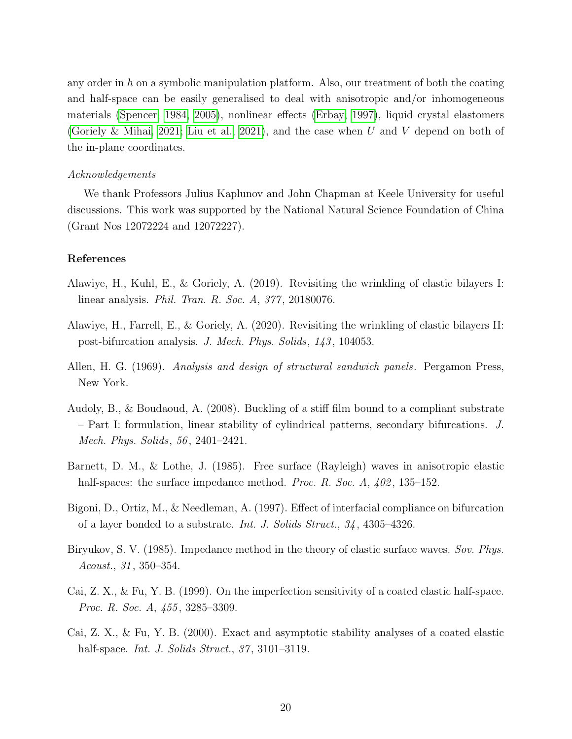any order in $h$ on a symbolic manipulation platform. Also, our treatment of both the coating and half-space can be easily generalised to deal with anisotropic and/or inhomogeneous materials (Spencer, 1984, 2005), nonlinear effects (Erbay, 1997), liquid crystal elastomers (Goriely & Mihai, 2021; Liu et al., 2021), and the case when $U$ and $V$ depend on both of the in-plane coordinates.

*Acknowledgements*

We thank Professors Julius Kaplunov and John Chapman at Keele University for useful discussions. This work was supported by the National Natural Science Foundation of China (Grant Nos 12072224 and 12072227).

## References

Alawiye, H., Kuhl, E., & Goriely, A. (2019). Revisiting the wrinkling of elastic bilayers I: linear analysis. *Phil. Tran. R. Soc. A*, *377*, 20180076.

Alawiye, H., Farrell, E., & Goriely, A. (2020). Revisiting the wrinkling of elastic bilayers II: post-bifurcation analysis. *J. Mech. Phys. Solids*, *143*, 104053.

Allen, H. G. (1969). *Analysis and design of structural sandwich panels*. Pergamon Press, New York.

Audoly, B., & Boudaoud, A. (2008). Buckling of a stiff film bound to a compliant substrate – Part I: formulation, linear stability of cylindrical patterns, secondary bifurcations. *J. Mech. Phys. Solids*, *56*, 2401–2421.

Barnett, D. M., & Lothe, J. (1985). Free surface (Rayleigh) waves in anisotropic elastic half-spaces: the surface impedance method. *Proc. R. Soc. A*, *402*, 135–152.

Bigoni, D., Ortiz, M., & Needleman, A. (1997). Effect of interfacial compliance on bifurcation of a layer bonded to a substrate. *Int. J. Solids Struct.*, *34*, 4305–4326.

Biryukov, S. V. (1985). Impedance method in the theory of elastic surface waves. *Sov. Phys. Acoust.*, *31*, 350–354.

Cai, Z. X., & Fu, Y. B. (1999). On the imperfection sensitivity of a coated elastic half-space. *Proc. R. Soc. A*, *455*, 3285–3309.

Cai, Z. X., & Fu, Y. B. (2000). Exact and asymptotic stability analyses of a coated elastic half-space. *Int. J. Solids Struct.*, *37*, 3101–3119.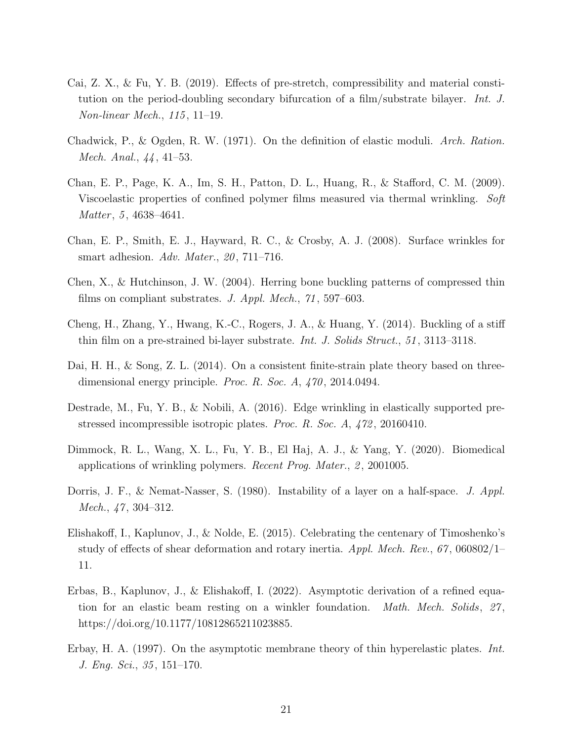Cai, Z. X., & Fu, Y. B. (2019). Effects of pre-stretch, compressibility and material constitution on the period-doubling secondary bifurcation of a film/substrate bilayer. *Int. J. Non-linear Mech.*, *115*, 11–19.

Chadwick, P., & Ogden, R. W. (1971). On the definition of elastic moduli. *Arch. Ration. Mech. Anal.*, *44*, 41–53.

Chan, E. P., Page, K. A., Im, S. H., Patton, D. L., Huang, R., & Stafford, C. M. (2009). Viscoelastic properties of confined polymer films measured via thermal wrinkling. *Soft Matter*, *5*, 4638–4641.

Chan, E. P., Smith, E. J., Hayward, R. C., & Crosby, A. J. (2008). Surface wrinkles for smart adhesion. *Adv. Mater.*, *20*, 711–716.

Chen, X., & Hutchinson, J. W. (2004). Herring bone buckling patterns of compressed thin films on compliant substrates. *J. Appl. Mech.*, *71*, 597–603.

Cheng, H., Zhang, Y., Hwang, K.-C., Rogers, J. A., & Huang, Y. (2014). Buckling of a stiff thin film on a pre-strained bi-layer substrate. *Int. J. Solids Struct.*, *51*, 3113–3118.

Dai, H. H., & Song, Z. L. (2014). On a consistent finite-strain plate theory based on three-dimensional energy principle. *Proc. R. Soc. A*, *470*, 2014.0494.

Destrade, M., Fu, Y. B., & Nobili, A. (2016). Edge wrinkling in elastically supported pre-stressed incompressible isotropic plates. *Proc. R. Soc. A*, *472*, 20160410.

Dimmock, R. L., Wang, X. L., Fu, Y. B., El Haj, A. J., & Yang, Y. (2020). Biomedical applications of wrinkling polymers. *Recent Prog. Mater.*, *2*, 2001005.

Dorris, J. F., & Nemat-Nasser, S. (1980). Instability of a layer on a half-space. *J. Appl. Mech.*, *47*, 304–312.

Elishakoff, I., Kaplunov, J., & Nolde, E. (2015). Celebrating the centenary of Timoshenko's study of effects of shear deformation and rotary inertia. *Appl. Mech. Rev.*, *67*, 060802/1–11.

Erbas, B., Kaplunov, J., & Elishakoff, I. (2022). Asymptotic derivation of a refined equation for an elastic beam resting on a winkler foundation. *Math. Mech. Solids*, *27*, https://doi.org/10.1177/10812865211023885.

Erbay, H. A. (1997). On the asymptotic membrane theory of thin hyperelastic plates. *Int. J. Eng. Sci.*, *35*, 151–170.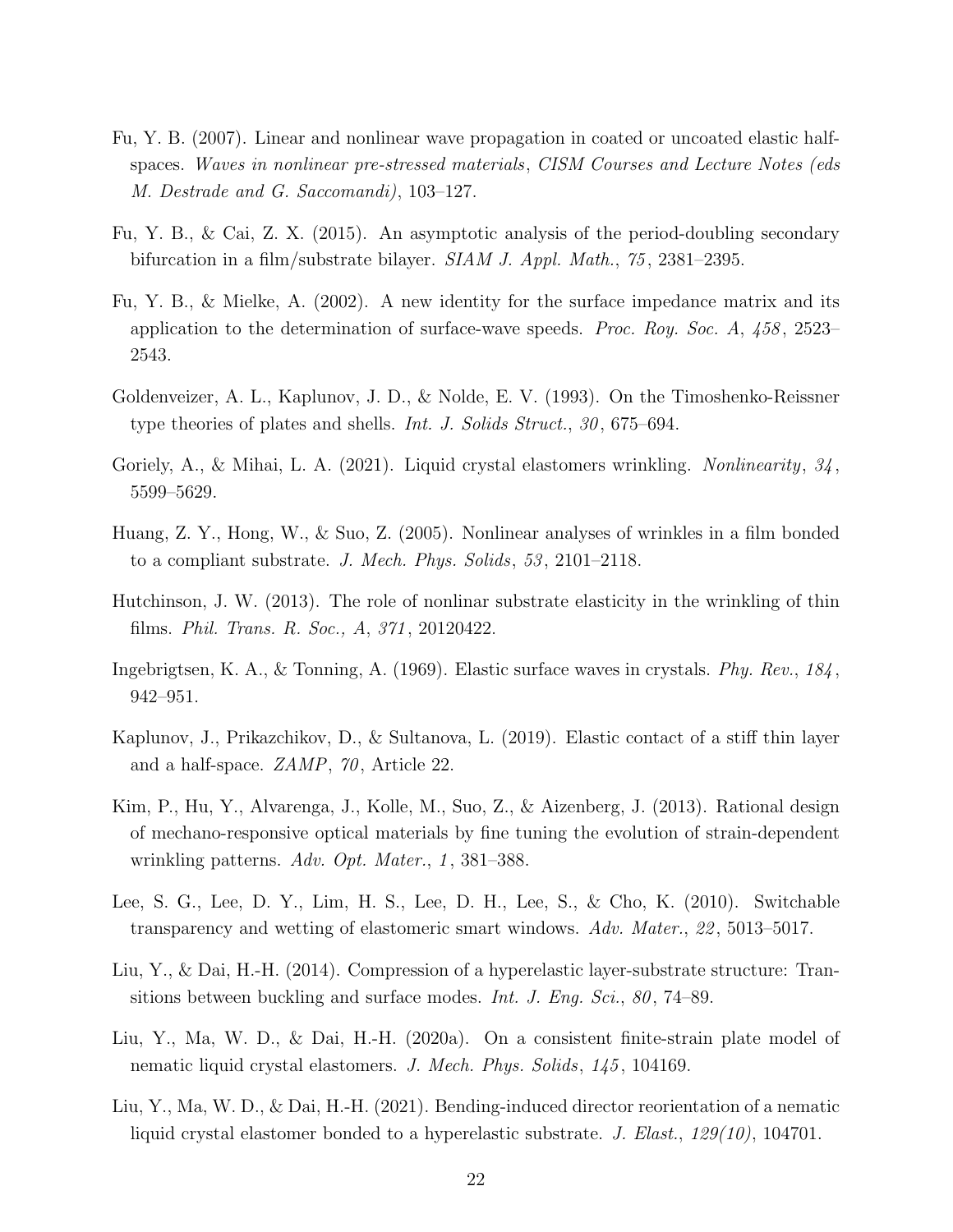Fu, Y. B. (2007). Linear and nonlinear wave propagation in coated or uncoated elastic half-spaces. *Waves in nonlinear pre-stressed materials*, *CISM Courses and Lecture Notes (eds M. Destrade and G. Saccomandi)*, 103–127.

Fu, Y. B., & Cai, Z. X. (2015). An asymptotic analysis of the period-doubling secondary bifurcation in a film/substrate bilayer. *SIAM J. Appl. Math.*, *75*, 2381–2395.

Fu, Y. B., & Mielke, A. (2002). A new identity for the surface impedance matrix and its application to the determination of surface-wave speeds. *Proc. Roy. Soc. A*, *458*, 2523–2543.

Goldenveizer, A. L., Kaplunov, J. D., & Nolde, E. V. (1993). On the Timoshenko-Reissner type theories of plates and shells. *Int. J. Solids Struct.*, *30*, 675–694.

Goriely, A., & Mihai, L. A. (2021). Liquid crystal elastomers wrinkling. *Nonlinearity*, *34*, 5599–5629.

Huang, Z. Y., Hong, W., & Suo, Z. (2005). Nonlinear analyses of wrinkles in a film bonded to a compliant substrate. *J. Mech. Phys. Solids*, *53*, 2101–2118.

Hutchinson, J. W. (2013). The role of nonlinar substrate elasticity in the wrinkling of thin films. *Phil. Trans. R. Soc., A*, *371*, 20120422.

Ingebrigtsen, K. A., & Tonning, A. (1969). Elastic surface waves in crystals. *Phy. Rev.*, *184*, 942–951.

Kaplunov, J., Prikazchikov, D., & Sultanova, L. (2019). Elastic contact of a stiff thin layer and a half-space. *ZAMP*, *70*, Article 22.

Kim, P., Hu, Y., Alvarenga, J., Kolle, M., Suo, Z., & Aizenberg, J. (2013). Rational design of mechano-responsive optical materials by fine tuning the evolution of strain-dependent wrinkling patterns. *Adv. Opt. Mater.*, *1*, 381–388.

Lee, S. G., Lee, D. Y., Lim, H. S., Lee, D. H., Lee, S., & Cho, K. (2010). Switchable transparency and wetting of elastomeric smart windows. *Adv. Mater.*, *22*, 5013–5017.

Liu, Y., & Dai, H.-H. (2014). Compression of a hyperelastic layer-substrate structure: Transitions between buckling and surface modes. *Int. J. Eng. Sci.*, *80*, 74–89.

Liu, Y., Ma, W. D., & Dai, H.-H. (2020a). On a consistent finite-strain plate model of nematic liquid crystal elastomers. *J. Mech. Phys. Solids*, *145*, 104169.

Liu, Y., Ma, W. D., & Dai, H.-H. (2021). Bending-induced director reorientation of a nematic liquid crystal elastomer bonded to a hyperelastic substrate. *J. Elast.*, *129(10)*, 104701.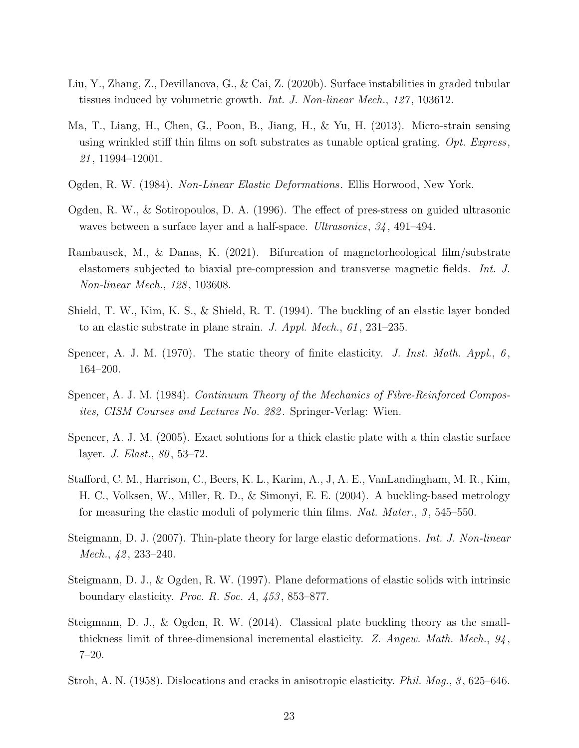Liu, Y., Zhang, Z., Devillanova, G., & Cai, Z. (2020b). Surface instabilities in graded tubular tissues induced by volumetric growth. *Int. J. Non-linear Mech.*, *127*, 103612.

Ma, T., Liang, H., Chen, G., Poon, B., Jiang, H., & Yu, H. (2013). Micro-strain sensing using wrinkled stiff thin films on soft substrates as tunable optical grating. *Opt. Express*, *21*, 11994–12001.

Ogden, R. W. (1984). *Non-Linear Elastic Deformations*. Ellis Horwood, New York.

Ogden, R. W., & Sotiropoulos, D. A. (1996). The effect of pres-stress on guided ultrasonic waves between a surface layer and a half-space. *Ultrasonics*, *34*, 491–494.

Rambausek, M., & Danas, K. (2021). Bifurcation of magnetorheological film/substrate elastomers subjected to biaxial pre-compression and transverse magnetic fields. *Int. J. Non-linear Mech.*, *128*, 103608.

Shield, T. W., Kim, K. S., & Shield, R. T. (1994). The buckling of an elastic layer bonded to an elastic substrate in plane strain. *J. Appl. Mech.*, *61*, 231–235.

Spencer, A. J. M. (1970). The static theory of finite elasticity. *J. Inst. Math. Appl.*, *6*, 164–200.

Spencer, A. J. M. (1984). *Continuum Theory of the Mechanics of Fibre-Reinforced Composites, CISM Courses and Lectures No. 282*. Springer-Verlag: Wien.

Spencer, A. J. M. (2005). Exact solutions for a thick elastic plate with a thin elastic surface layer. *J. Elast.*, *80*, 53–72.

Stafford, C. M., Harrison, C., Beers, K. L., Karim, A., J, A. E., VanLandingham, M. R., Kim, H. C., Volksen, W., Miller, R. D., & Simonyi, E. E. (2004). A buckling-based metrology for measuring the elastic moduli of polymeric thin films. *Nat. Mater.*, *3*, 545–550.

Steigmann, D. J. (2007). Thin-plate theory for large elastic deformations. *Int. J. Non-linear Mech.*, *42*, 233–240.

Steigmann, D. J., & Ogden, R. W. (1997). Plane deformations of elastic solids with intrinsic boundary elasticity. *Proc. R. Soc. A*, *453*, 853–877.

Steigmann, D. J., & Ogden, R. W. (2014). Classical plate buckling theory as the small-thickness limit of three-dimensional incremental elasticity. *Z. Angew. Math. Mech.*, *94*, 7–20.

Stroh, A. N. (1958). Dislocations and cracks in anisotropic elasticity. *Phil. Mag.*, *3*, 625–646.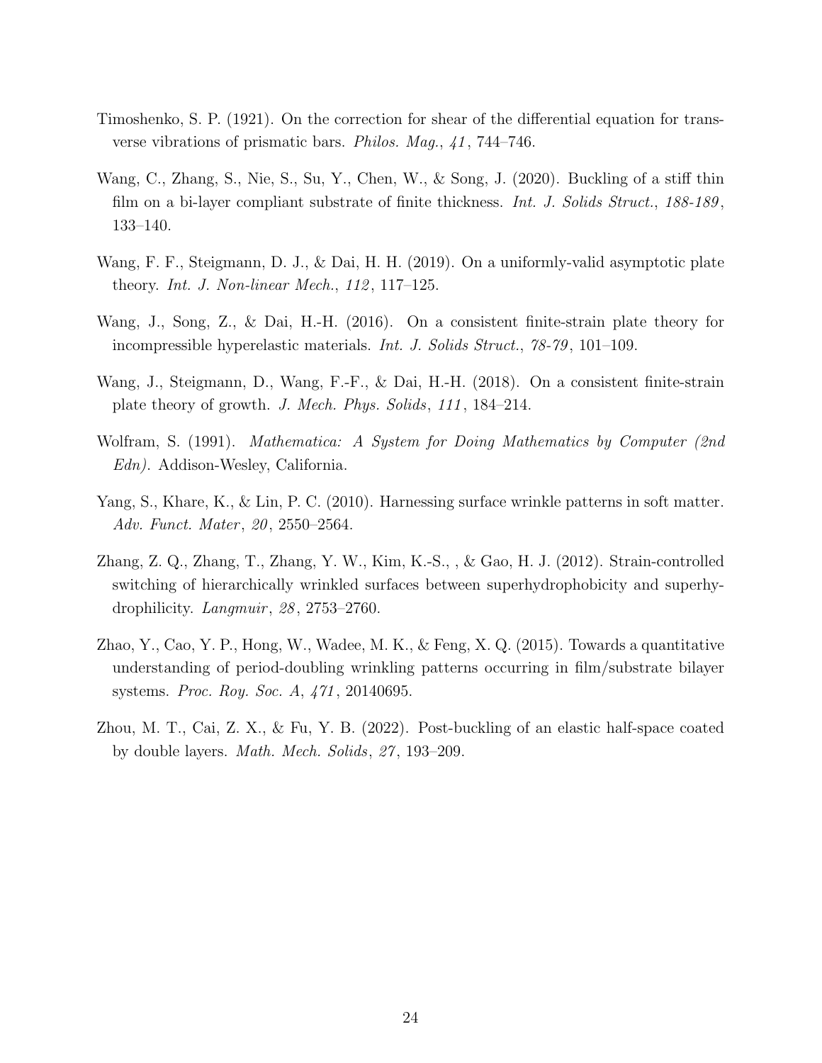Timoshenko, S. P. (1921). On the correction for shear of the differential equation for transverse vibrations of prismatic bars. *Philos. Mag.*, *41*, 744–746.

Wang, C., Zhang, S., Nie, S., Su, Y., Chen, W., & Song, J. (2020). Buckling of a stiff thin film on a bi-layer compliant substrate of finite thickness. *Int. J. Solids Struct.*, *188-189*, 133–140.

Wang, F. F., Steigmann, D. J., & Dai, H. H. (2019). On a uniformly-valid asymptotic plate theory. *Int. J. Non-linear Mech.*, *112*, 117–125.

Wang, J., Song, Z., & Dai, H.-H. (2016). On a consistent finite-strain plate theory for incompressible hyperelastic materials. *Int. J. Solids Struct.*, *78-79*, 101–109.

Wang, J., Steigmann, D., Wang, F.-F., & Dai, H.-H. (2018). On a consistent finite-strain plate theory of growth. *J. Mech. Phys. Solids*, *111*, 184–214.

Wolfram, S. (1991). *Mathematica: A System for Doing Mathematics by Computer (2nd Edn)*. Addison-Wesley, California.

Yang, S., Khare, K., & Lin, P. C. (2010). Harnessing surface wrinkle patterns in soft matter. *Adv. Funct. Mater*, *20*, 2550–2564.

Zhang, Z. Q., Zhang, T., Zhang, Y. W., Kim, K.-S., , & Gao, H. J. (2012). Strain-controlled switching of hierarchically wrinkled surfaces between superhydrophobicity and superhydrophilicity. *Langmuir*, *28*, 2753–2760.

Zhao, Y., Cao, Y. P., Hong, W., Wadee, M. K., & Feng, X. Q. (2015). Towards a quantitative understanding of period-doubling wrinkling patterns occurring in film/substrate bilayer systems. *Proc. Roy. Soc. A*, *471*, 20140695.

Zhou, M. T., Cai, Z. X., & Fu, Y. B. (2022). Post-buckling of an elastic half-space coated by double layers. *Math. Mech. Solids*, *27*, 193–209.